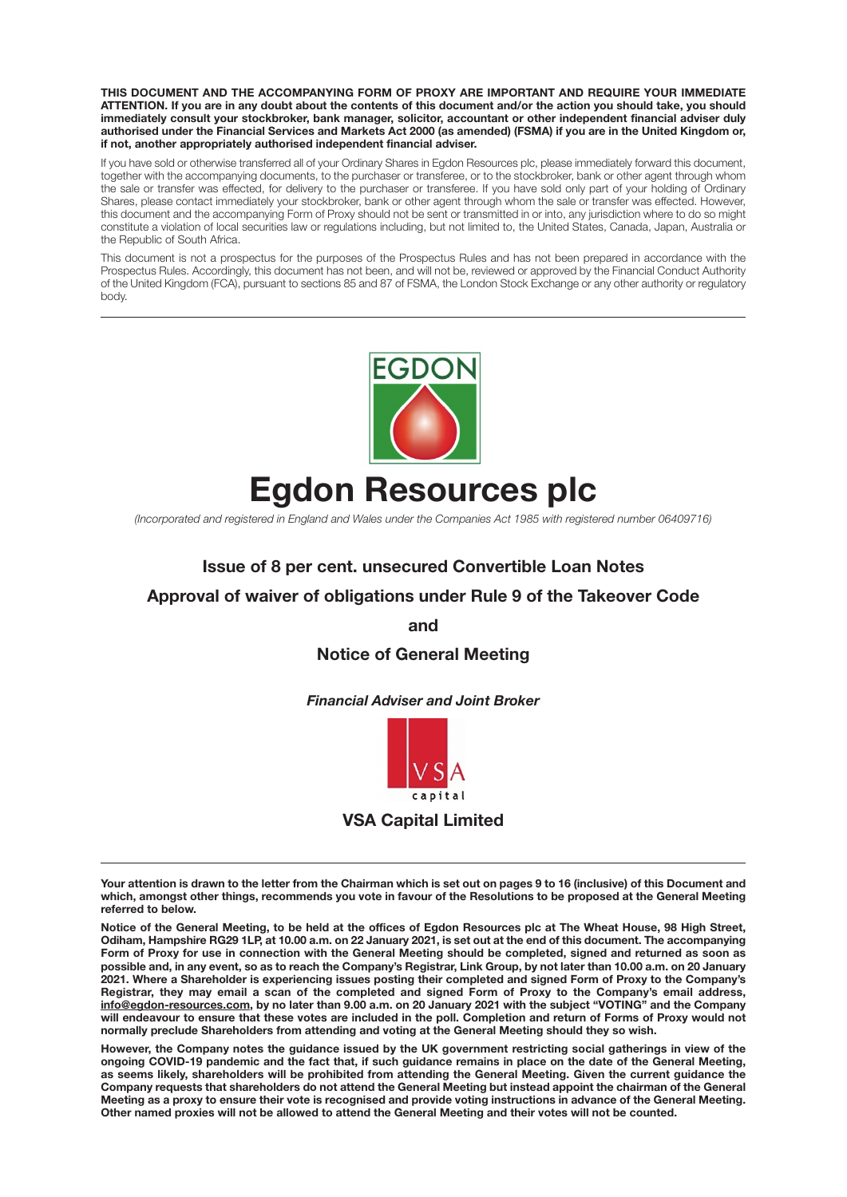**THIS DOCUMENT AND THE ACCOMPANYING FORM OF PROXY ARE IMPORTANT AND REQUIRE YOUR IMMEDIATE ATTENTION. If you are in any doubt about the contents of this document and/or the action you should take, you should immediately consult your stockbroker, bank manager, solicitor, accountant or other independent financial adviser duly authorised under the Financial Services and Markets Act 2000 (as amended) (FSMA) if you are in the United Kingdom or, if not, another appropriately authorised independent financial adviser.**

If you have sold or otherwise transferred all of your Ordinary Shares in Egdon Resources plc, please immediately forward this document, together with the accompanying documents, to the purchaser or transferee, or to the stockbroker, bank or other agent through whom the sale or transfer was effected, for delivery to the purchaser or transferee. If you have sold only part of your holding of Ordinary Shares, please contact immediately your stockbroker, bank or other agent through whom the sale or transfer was effected. However, this document and the accompanying Form of Proxy should not be sent or transmitted in or into, any jurisdiction where to do so might constitute a violation of local securities law or regulations including, but not limited to, the United States, Canada, Japan, Australia or the Republic of South Africa.

This document is not a prospectus for the purposes of the Prospectus Rules and has not been prepared in accordance with the Prospectus Rules. Accordingly, this document has not been, and will not be, reviewed or approved by the Financial Conduct Authority of the United Kingdom (FCA), pursuant to sections 85 and 87 of FSMA, the London Stock Exchange or any other authority or regulatory body.

EGDON

# Egdon Resources plc

*(Incorporated and registered in England and Wales under the Companies Act 1985 with registered number 06409716)*

## Issue of 8 per cent. unsecured Convertible Loan Notes

## Approval of waiver of obligations under Rule 9 of the Takeover Code

## and

## Notice of General Meeting

***Financial Adviser and Joint Broker***

VSA capital

**VSA Capital Limited**

**Your attention is drawn to the letter from the Chairman which is set out on pages 9 to 16 (inclusive) of this Document and which, amongst other things, recommends you vote in favour of the Resolutions to be proposed at the General Meeting referred to below.**

**Notice of the General Meeting, to be held at the offices of Egdon Resources plc at The Wheat House, 98 High Street, Odiham, Hampshire RG29 1LP, at 10.00 a.m. on 22 January 2021, is set out at the end of this document. The accompanying Form of Proxy for use in connection with the General Meeting should be completed, signed and returned as soon as possible and, in any event, so as to reach the Company's Registrar, Link Group, by not later than 10.00 a.m. on 20 January 2021. Where a Shareholder is experiencing issues posting their completed and signed Form of Proxy to the Company's Registrar, they may email a scan of the completed and signed Form of Proxy to the Company's email address, info@egdon-resources.com, by no later than 9.00 a.m. on 20 January 2021 with the subject "VOTING" and the Company will endeavour to ensure that these votes are included in the poll. Completion and return of Forms of Proxy would not normally preclude Shareholders from attending and voting at the General Meeting should they so wish.**

**However, the Company notes the guidance issued by the UK government restricting social gatherings in view of the ongoing COVID-19 pandemic and the fact that, if such guidance remains in place on the date of the General Meeting, as seems likely, shareholders will be prohibited from attending the General Meeting. Given the current guidance the Company requests that shareholders do not attend the General Meeting but instead appoint the chairman of the General Meeting as a proxy to ensure their vote is recognised and provide voting instructions in advance of the General Meeting. Other named proxies will not be allowed to attend the General Meeting and their votes will not be counted.**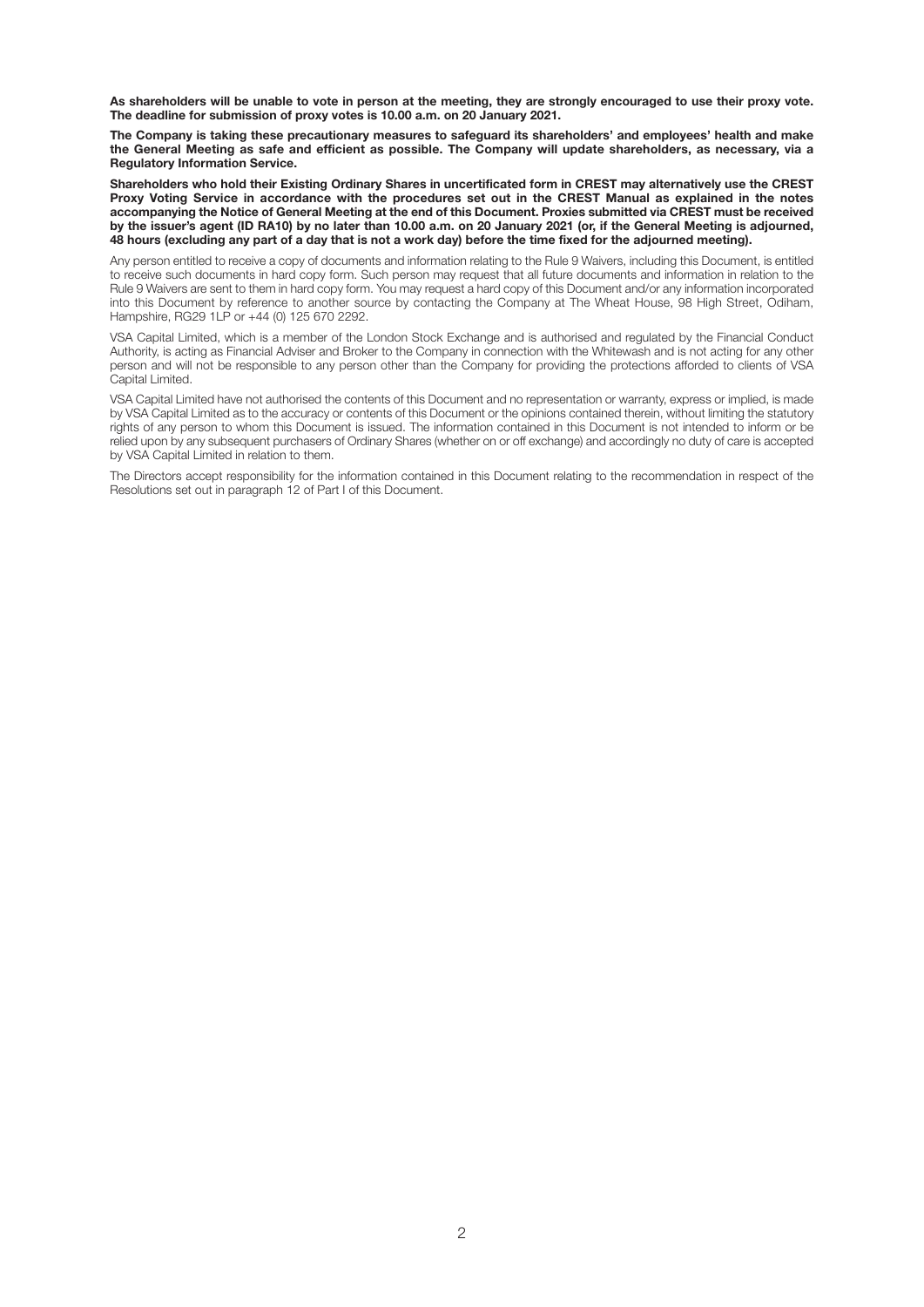**As shareholders will be unable to vote in person at the meeting, they are strongly encouraged to use their proxy vote. The deadline for submission of proxy votes is 10.00 a.m. on 20 January 2021.**

**The Company is taking these precautionary measures to safeguard its shareholders' and employees' health and make the General Meeting as safe and efficient as possible. The Company will update shareholders, as necessary, via a Regulatory Information Service.**

**Shareholders who hold their Existing Ordinary Shares in uncertificated form in CREST may alternatively use the CREST Proxy Voting Service in accordance with the procedures set out in the CREST Manual as explained in the notes accompanying the Notice of General Meeting at the end of this Document. Proxies submitted via CREST must be received by the issuer's agent (ID RA10) by no later than 10.00 a.m. on 20 January 2021 (or, if the General Meeting is adjourned, 48 hours (excluding any part of a day that is not a work day) before the time fixed for the adjourned meeting).**

Any person entitled to receive a copy of documents and information relating to the Rule 9 Waivers, including this Document, is entitled to receive such documents in hard copy form. Such person may request that all future documents and information in relation to the Rule 9 Waivers are sent to them in hard copy form. You may request a hard copy of this Document and/or any information incorporated into this Document by reference to another source by contacting the Company at The Wheat House, 98 High Street, Odiham, Hampshire, RG29 1LP or +44 (0) 125 670 2292.

VSA Capital Limited, which is a member of the London Stock Exchange and is authorised and regulated by the Financial Conduct Authority, is acting as Financial Adviser and Broker to the Company in connection with the Whitewash and is not acting for any other person and will not be responsible to any person other than the Company for providing the protections afforded to clients of VSA Capital Limited.

VSA Capital Limited have not authorised the contents of this Document and no representation or warranty, express or implied, is made by VSA Capital Limited as to the accuracy or contents of this Document or the opinions contained therein, without limiting the statutory rights of any person to whom this Document is issued. The information contained in this Document is not intended to inform or be relied upon by any subsequent purchasers of Ordinary Shares (whether on or off exchange) and accordingly no duty of care is accepted by VSA Capital Limited in relation to them.

The Directors accept responsibility for the information contained in this Document relating to the recommendation in respect of the Resolutions set out in paragraph 12 of Part I of this Document.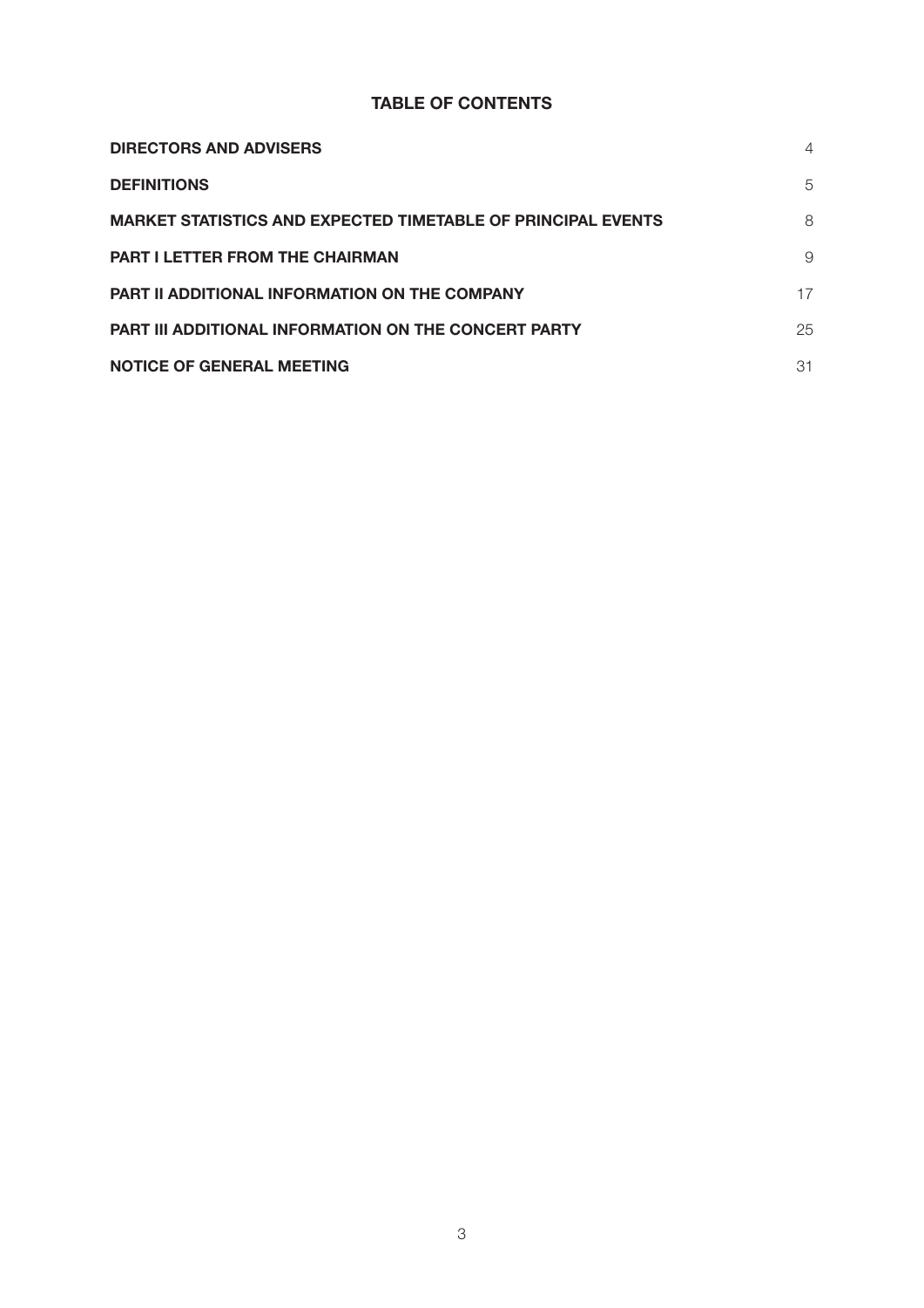## TABLE OF CONTENTS

| | |
|---|---|
| **DIRECTORS AND ADVISERS** | 4 |
| **DEFINITIONS** | 5 |
| **MARKET STATISTICS AND EXPECTED TIMETABLE OF PRINCIPAL EVENTS** | 8 |
| **PART I LETTER FROM THE CHAIRMAN** | 9 |
| **PART II ADDITIONAL INFORMATION ON THE COMPANY** | 17 |
| **PART III ADDITIONAL INFORMATION ON THE CONCERT PARTY** | 25 |
| **NOTICE OF GENERAL MEETING** | 31 |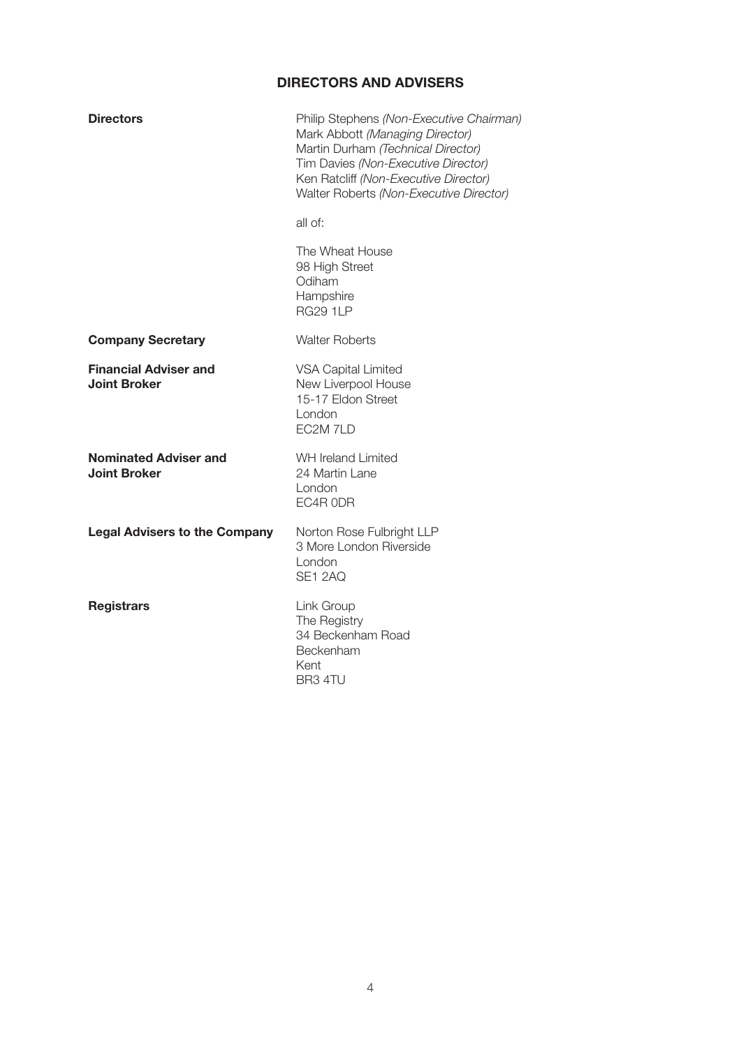## DIRECTORS AND ADVISERS

| | |
|---|---|
| **Directors** | Philip Stephens *(Non-Executive Chairman)*<br>Mark Abbott *(Managing Director)*<br>Martin Durham *(Technical Director)*<br>Tim Davies *(Non-Executive Director)*<br>Ken Ratcliff *(Non-Executive Director)*<br>Walter Roberts *(Non-Executive Director)*<br><br>all of:<br><br>The Wheat House<br>98 High Street<br>Odiham<br>Hampshire<br>RG29 1LP |
| **Company Secretary** | Walter Roberts |
| **Financial Adviser and Joint Broker** | VSA Capital Limited<br>New Liverpool House<br>15-17 Eldon Street<br>London<br>EC2M 7LD |
| **Nominated Adviser and Joint Broker** | WH Ireland Limited<br>24 Martin Lane<br>London<br>EC4R 0DR |
| **Legal Advisers to the Company** | Norton Rose Fulbright LLP<br>3 More London Riverside<br>London<br>SE1 2AQ |
| **Registrars** | Link Group<br>The Registry<br>34 Beckenham Road<br>Beckenham<br>Kent<br>BR3 4TU |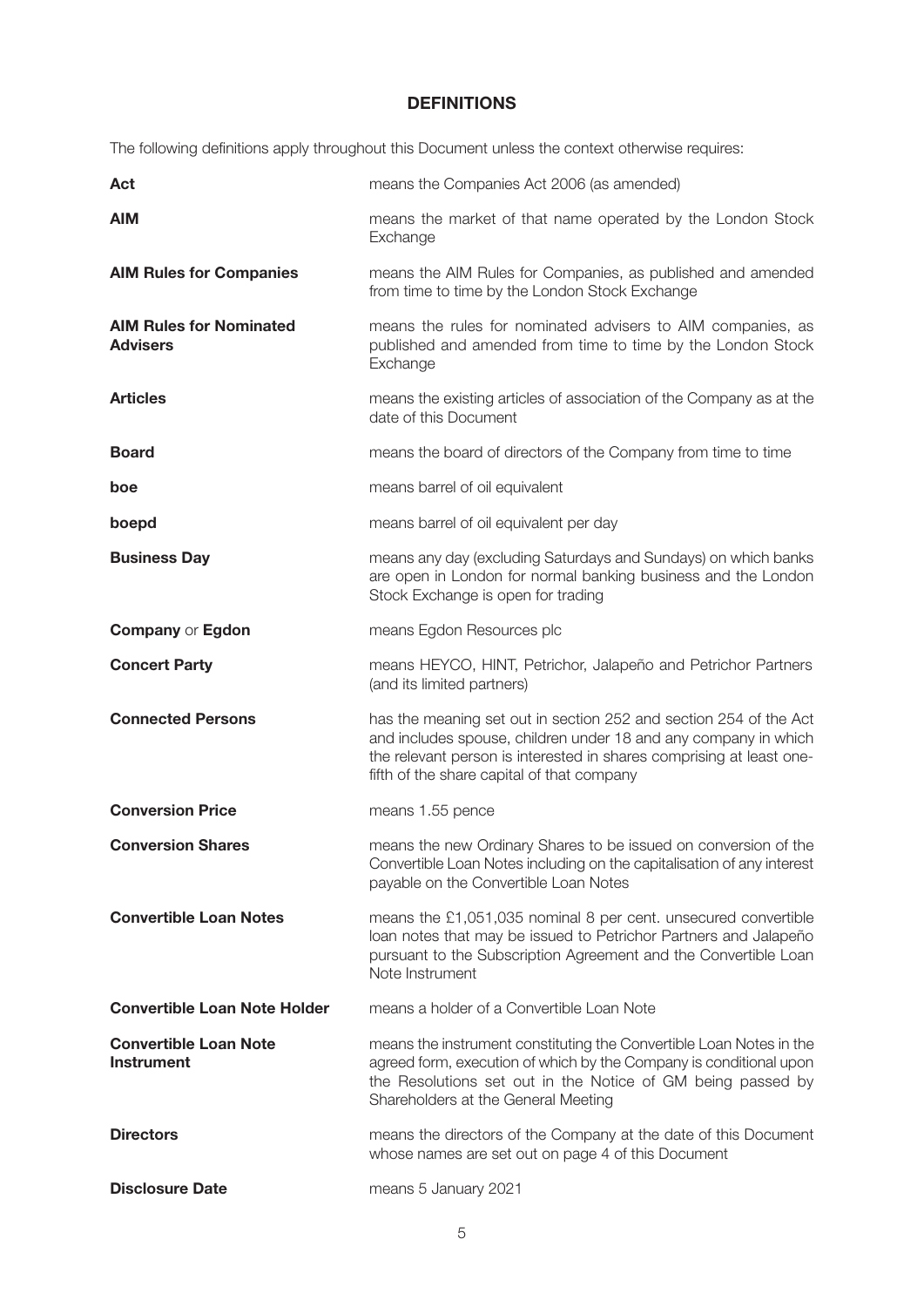# DEFINITIONS

The following definitions apply throughout this Document unless the context otherwise requires:

| | |
|---|---|
| **Act** | means the Companies Act 2006 (as amended) |
| **AIM** | means the market of that name operated by the London Stock Exchange |
| **AIM Rules for Companies** | means the AIM Rules for Companies, as published and amended from time to time by the London Stock Exchange |
| **AIM Rules for Nominated Advisers** | means the rules for nominated advisers to AIM companies, as published and amended from time to time by the London Stock Exchange |
| **Articles** | means the existing articles of association of the Company as at the date of this Document |
| **Board** | means the board of directors of the Company from time to time |
| **boe** | means barrel of oil equivalent |
| **boepd** | means barrel of oil equivalent per day |
| **Business Day** | means any day (excluding Saturdays and Sundays) on which banks are open in London for normal banking business and the London Stock Exchange is open for trading |
| **Company** or **Egdon** | means Egdon Resources plc |
| **Concert Party** | means HEYCO, HINT, Petrichor, Jalapeño and Petrichor Partners (and its limited partners) |
| **Connected Persons** | has the meaning set out in section 252 and section 254 of the Act and includes spouse, children under 18 and any company in which the relevant person is interested in shares comprising at least one-fifth of the share capital of that company |
| **Conversion Price** | means 1.55 pence |
| **Conversion Shares** | means the new Ordinary Shares to be issued on conversion of the Convertible Loan Notes including on the capitalisation of any interest payable on the Convertible Loan Notes |
| **Convertible Loan Notes** | means the £1,051,035 nominal 8 per cent. unsecured convertible loan notes that may be issued to Petrichor Partners and Jalapeño pursuant to the Subscription Agreement and the Convertible Loan Note Instrument |
| **Convertible Loan Note Holder** | means a holder of a Convertible Loan Note |
| **Convertible Loan Note Instrument** | means the instrument constituting the Convertible Loan Notes in the agreed form, execution of which by the Company is conditional upon the Resolutions set out in the Notice of GM being passed by Shareholders at the General Meeting |
| **Directors** | means the directors of the Company at the date of this Document whose names are set out on page 4 of this Document |
| **Disclosure Date** | means 5 January 2021 |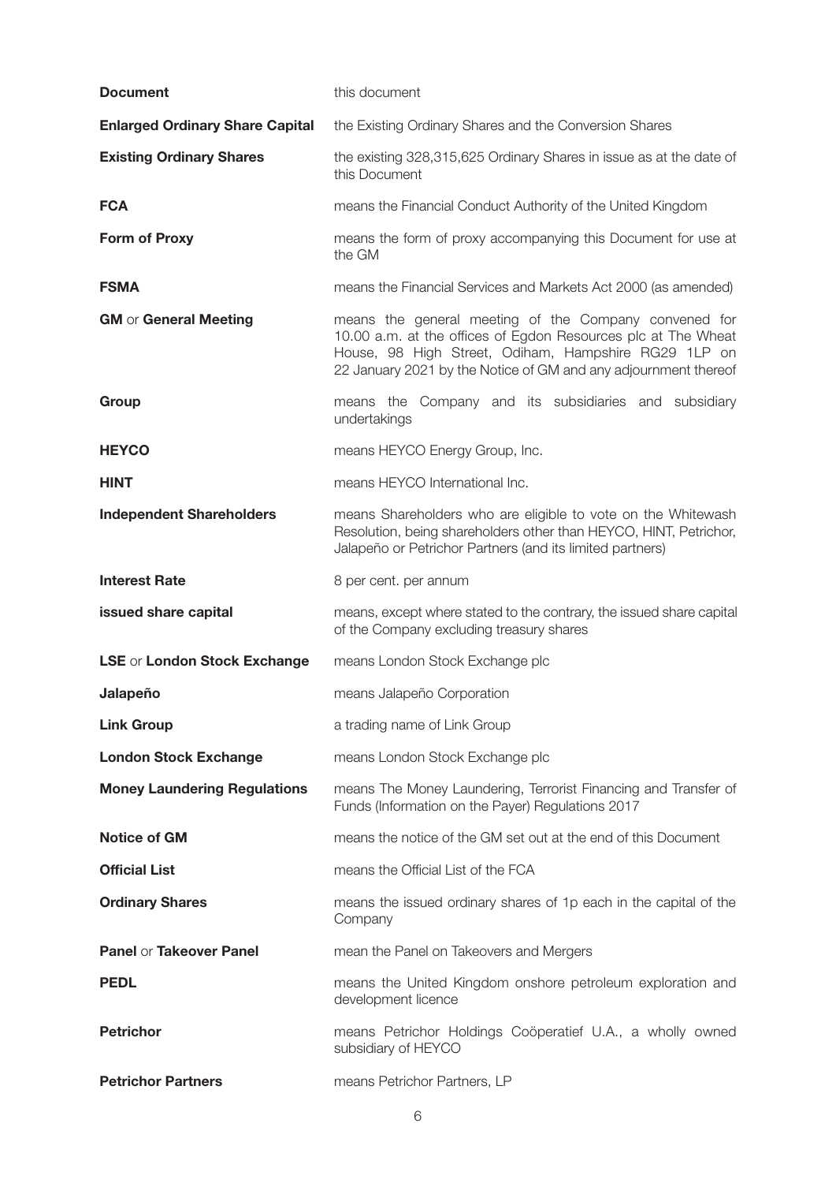| | |
|---|---|
| **Document** | this document |
| **Enlarged Ordinary Share Capital** | the Existing Ordinary Shares and the Conversion Shares |
| **Existing Ordinary Shares** | the existing 328,315,625 Ordinary Shares in issue as at the date of this Document |
| **FCA** | means the Financial Conduct Authority of the United Kingdom |
| **Form of Proxy** | means the form of proxy accompanying this Document for use at the GM |
| **FSMA** | means the Financial Services and Markets Act 2000 (as amended) |
| **GM** or **General Meeting** | means the general meeting of the Company convened for 10.00 a.m. at the offices of Egdon Resources plc at The Wheat House, 98 High Street, Odiham, Hampshire RG29 1LP on 22 January 2021 by the Notice of GM and any adjournment thereof |
| **Group** | means the Company and its subsidiaries and subsidiary undertakings |
| **HEYCO** | means HEYCO Energy Group, Inc. |
| **HINT** | means HEYCO International Inc. |
| **Independent Shareholders** | means Shareholders who are eligible to vote on the Whitewash Resolution, being shareholders other than HEYCO, HINT, Petrichor, Jalapeño or Petrichor Partners (and its limited partners) |
| **Interest Rate** | 8 per cent. per annum |
| **issued share capital** | means, except where stated to the contrary, the issued share capital of the Company excluding treasury shares |
| **LSE** or **London Stock Exchange** | means London Stock Exchange plc |
| **Jalapeño** | means Jalapeño Corporation |
| **Link Group** | a trading name of Link Group |
| **London Stock Exchange** | means London Stock Exchange plc |
| **Money Laundering Regulations** | means The Money Laundering, Terrorist Financing and Transfer of Funds (Information on the Payer) Regulations 2017 |
| **Notice of GM** | means the notice of the GM set out at the end of this Document |
| **Official List** | means the Official List of the FCA |
| **Ordinary Shares** | means the issued ordinary shares of 1p each in the capital of the Company |
| **Panel** or **Takeover Panel** | mean the Panel on Takeovers and Mergers |
| **PEDL** | means the United Kingdom onshore petroleum exploration and development licence |
| **Petrichor** | means Petrichor Holdings Coöperatief U.A., a wholly owned subsidiary of HEYCO |
| **Petrichor Partners** | means Petrichor Partners, LP |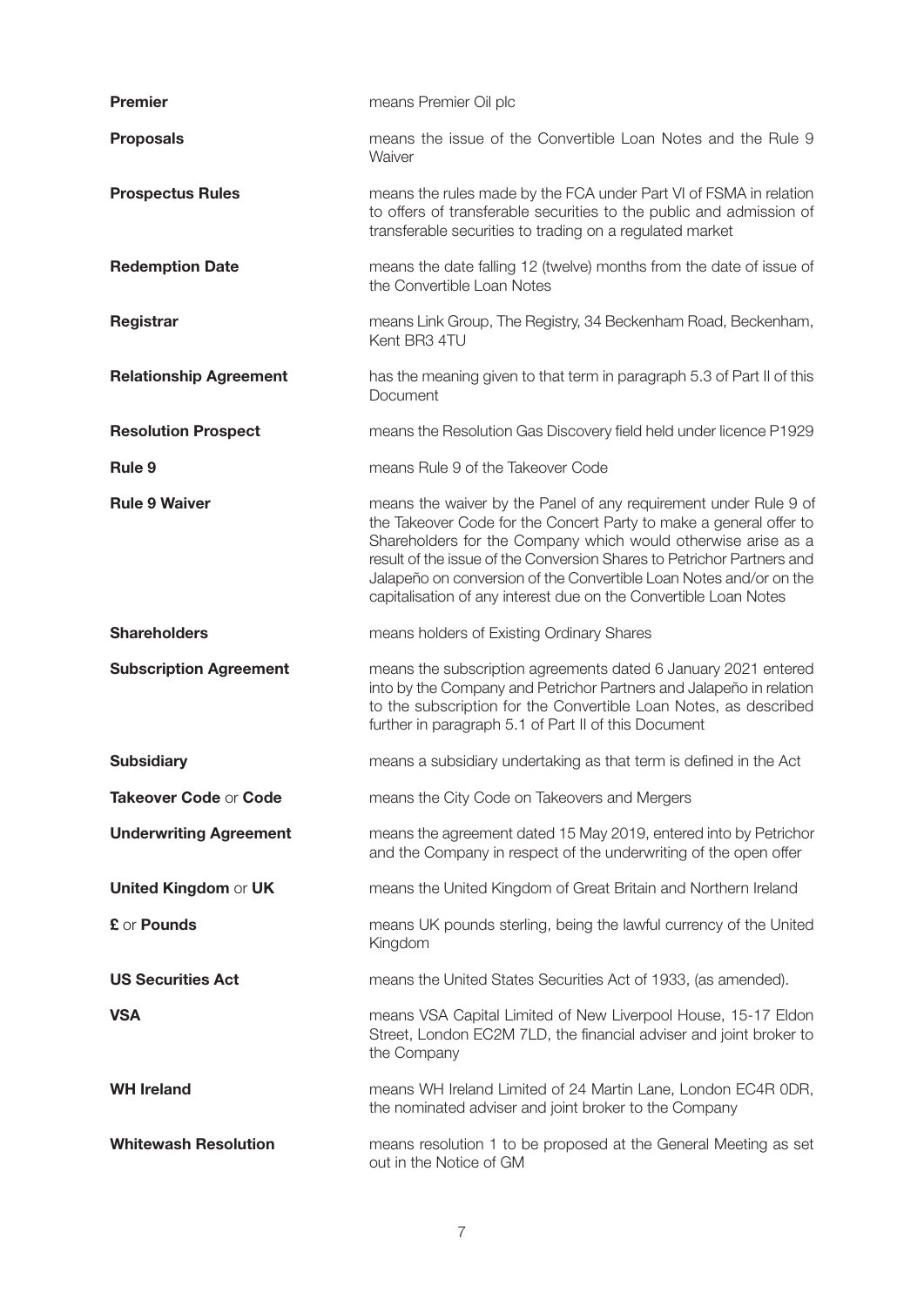| | |
|---|---|
| **Premier** | means Premier Oil plc |
| **Proposals** | means the issue of the Convertible Loan Notes and the Rule 9 Waiver |
| **Prospectus Rules** | means the rules made by the FCA under Part VI of FSMA in relation to offers of transferable securities to the public and admission of transferable securities to trading on a regulated market |
| **Redemption Date** | means the date falling 12 (twelve) months from the date of issue of the Convertible Loan Notes |
| **Registrar** | means Link Group, The Registry, 34 Beckenham Road, Beckenham, Kent BR3 4TU |
| **Relationship Agreement** | has the meaning given to that term in paragraph 5.3 of Part II of this Document |
| **Resolution Prospect** | means the Resolution Gas Discovery field held under licence P1929 |
| **Rule 9** | means Rule 9 of the Takeover Code |
| **Rule 9 Waiver** | means the waiver by the Panel of any requirement under Rule 9 of the Takeover Code for the Concert Party to make a general offer to Shareholders for the Company which would otherwise arise as a result of the issue of the Conversion Shares to Petrichor Partners and Jalapeño on conversion of the Convertible Loan Notes and/or on the capitalisation of any interest due on the Convertible Loan Notes |
| **Shareholders** | means holders of Existing Ordinary Shares |
| **Subscription Agreement** | means the subscription agreements dated 6 January 2021 entered into by the Company and Petrichor Partners and Jalapeño in relation to the subscription for the Convertible Loan Notes, as described further in paragraph 5.1 of Part II of this Document |
| **Subsidiary** | means a subsidiary undertaking as that term is defined in the Act |
| **Takeover Code** or **Code** | means the City Code on Takeovers and Mergers |
| **Underwriting Agreement** | means the agreement dated 15 May 2019, entered into by Petrichor and the Company in respect of the underwriting of the open offer |
| **United Kingdom** or **UK** | means the United Kingdom of Great Britain and Northern Ireland |
| **£** or **Pounds** | means UK pounds sterling, being the lawful currency of the United Kingdom |
| **US Securities Act** | means the United States Securities Act of 1933, (as amended). |
| **VSA** | means VSA Capital Limited of New Liverpool House, 15-17 Eldon Street, London EC2M 7LD, the financial adviser and joint broker to the Company |
| **WH Ireland** | means WH Ireland Limited of 24 Martin Lane, London EC4R 0DR, the nominated adviser and joint broker to the Company |
| **Whitewash Resolution** | means resolution 1 to be proposed at the General Meeting as set out in the Notice of GM |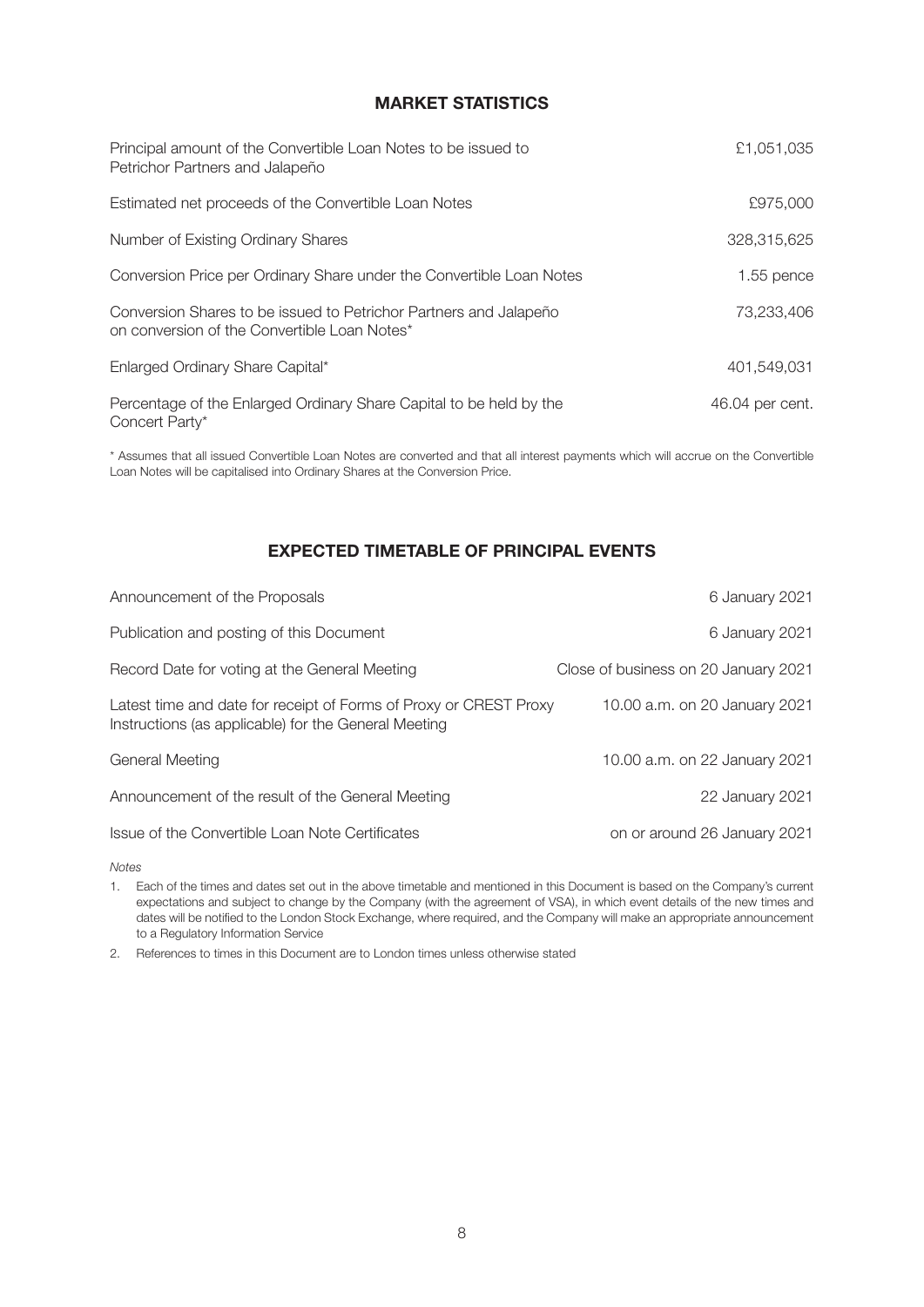## MARKET STATISTICS

| | |
|---|---|
| Principal amount of the Convertible Loan Notes to be issued to Petrichor Partners and Jalapeño | £1,051,035 |
| Estimated net proceeds of the Convertible Loan Notes | £975,000 |
| Number of Existing Ordinary Shares | 328,315,625 |
| Conversion Price per Ordinary Share under the Convertible Loan Notes | 1.55 pence |
| Conversion Shares to be issued to Petrichor Partners and Jalapeño on conversion of the Convertible Loan Notes* | 73,233,406 |
| Enlarged Ordinary Share Capital* | 401,549,031 |
| Percentage of the Enlarged Ordinary Share Capital to be held by the Concert Party* | 46.04 per cent. |

\* Assumes that all issued Convertible Loan Notes are converted and that all interest payments which will accrue on the Convertible Loan Notes will be capitalised into Ordinary Shares at the Conversion Price.

## EXPECTED TIMETABLE OF PRINCIPAL EVENTS

| | |
|---|---|
| Announcement of the Proposals | 6 January 2021 |
| Publication and posting of this Document | 6 January 2021 |
| Record Date for voting at the General Meeting | Close of business on 20 January 2021 |
| Latest time and date for receipt of Forms of Proxy or CREST Proxy Instructions (as applicable) for the General Meeting | 10.00 a.m. on 20 January 2021 |
| General Meeting | 10.00 a.m. on 22 January 2021 |
| Announcement of the result of the General Meeting | 22 January 2021 |
| Issue of the Convertible Loan Note Certificates | on or around 26 January 2021 |

*Notes*

1. Each of the times and dates set out in the above timetable and mentioned in this Document is based on the Company's current expectations and subject to change by the Company (with the agreement of VSA), in which event details of the new times and dates will be notified to the London Stock Exchange, where required, and the Company will make an appropriate announcement to a Regulatory Information Service
2. References to times in this Document are to London times unless otherwise stated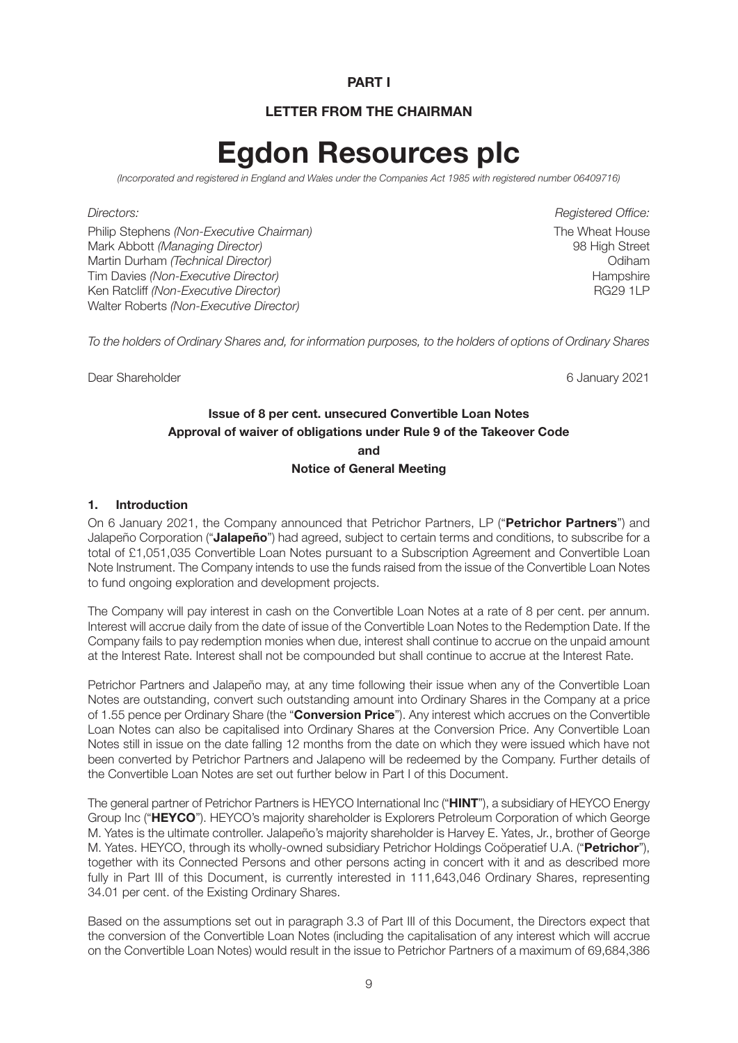**PART I**

**LETTER FROM THE CHAIRMAN**

# Egdon Resources plc

*(Incorporated and registered in England and Wales under the Companies Act 1985 with registered number 06409716)*

*Directors:*

Philip Stephens *(Non-Executive Chairman)*
Mark Abbott *(Managing Director)*
Martin Durham *(Technical Director)*
Tim Davies *(Non-Executive Director)*
Ken Ratcliff *(Non-Executive Director)*
Walter Roberts *(Non-Executive Director)*

*Registered Office:*

The Wheat House
98 High Street
Odiham
Hampshire
RG29 1LP

*To the holders of Ordinary Shares and, for information purposes, to the holders of options of Ordinary Shares*

Dear Shareholder

6 January 2021

**Issue of 8 per cent. unsecured Convertible Loan Notes**
**Approval of waiver of obligations under Rule 9 of the Takeover Code**
**and**
**Notice of General Meeting**

## 1. Introduction

On 6 January 2021, the Company announced that Petrichor Partners, LP ("**Petrichor Partners**") and Jalapeño Corporation ("**Jalapeño**") had agreed, subject to certain terms and conditions, to subscribe for a total of £1,051,035 Convertible Loan Notes pursuant to a Subscription Agreement and Convertible Loan Note Instrument. The Company intends to use the funds raised from the issue of the Convertible Loan Notes to fund ongoing exploration and development projects.

The Company will pay interest in cash on the Convertible Loan Notes at a rate of 8 per cent. per annum. Interest will accrue daily from the date of issue of the Convertible Loan Notes to the Redemption Date. If the Company fails to pay redemption monies when due, interest shall continue to accrue on the unpaid amount at the Interest Rate. Interest shall not be compounded but shall continue to accrue at the Interest Rate.

Petrichor Partners and Jalapeño may, at any time following their issue when any of the Convertible Loan Notes are outstanding, convert such outstanding amount into Ordinary Shares in the Company at a price of 1.55 pence per Ordinary Share (the "**Conversion Price**"). Any interest which accrues on the Convertible Loan Notes can also be capitalised into Ordinary Shares at the Conversion Price. Any Convertible Loan Notes still in issue on the date falling 12 months from the date on which they were issued which have not been converted by Petrichor Partners and Jalapeno will be redeemed by the Company. Further details of the Convertible Loan Notes are set out further below in Part I of this Document.

The general partner of Petrichor Partners is HEYCO International Inc ("**HINT**"), a subsidiary of HEYCO Energy Group Inc ("**HEYCO**"). HEYCO's majority shareholder is Explorers Petroleum Corporation of which George M. Yates is the ultimate controller. Jalapeño's majority shareholder is Harvey E. Yates, Jr., brother of George M. Yates. HEYCO, through its wholly-owned subsidiary Petrichor Holdings Coöperatief U.A. ("**Petrichor**"), together with its Connected Persons and other persons acting in concert with it and as described more fully in Part III of this Document, is currently interested in 111,643,046 Ordinary Shares, representing 34.01 per cent. of the Existing Ordinary Shares.

Based on the assumptions set out in paragraph 3.3 of Part III of this Document, the Directors expect that the conversion of the Convertible Loan Notes (including the capitalisation of any interest which will accrue on the Convertible Loan Notes) would result in the issue to Petrichor Partners of a maximum of 69,684,386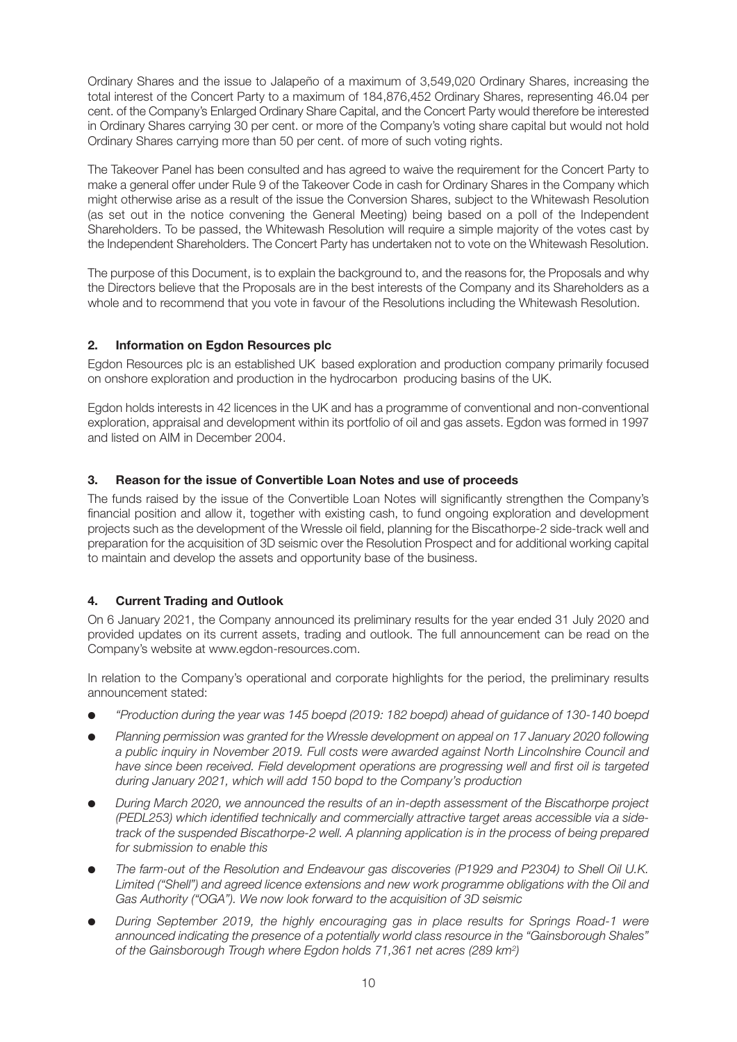Ordinary Shares and the issue to Jalapeño of a maximum of 3,549,020 Ordinary Shares, increasing the total interest of the Concert Party to a maximum of 184,876,452 Ordinary Shares, representing 46.04 per cent. of the Company's Enlarged Ordinary Share Capital, and the Concert Party would therefore be interested in Ordinary Shares carrying 30 per cent. or more of the Company's voting share capital but would not hold Ordinary Shares carrying more than 50 per cent. of more of such voting rights.

The Takeover Panel has been consulted and has agreed to waive the requirement for the Concert Party to make a general offer under Rule 9 of the Takeover Code in cash for Ordinary Shares in the Company which might otherwise arise as a result of the issue the Conversion Shares, subject to the Whitewash Resolution (as set out in the notice convening the General Meeting) being based on a poll of the Independent Shareholders. To be passed, the Whitewash Resolution will require a simple majority of the votes cast by the Independent Shareholders. The Concert Party has undertaken not to vote on the Whitewash Resolution.

The purpose of this Document, is to explain the background to, and the reasons for, the Proposals and why the Directors believe that the Proposals are in the best interests of the Company and its Shareholders as a whole and to recommend that you vote in favour of the Resolutions including the Whitewash Resolution.

## 2. Information on Egdon Resources plc

Egdon Resources plc is an established UK based exploration and production company primarily focused on onshore exploration and production in the hydrocarbon producing basins of the UK.

Egdon holds interests in 42 licences in the UK and has a programme of conventional and non-conventional exploration, appraisal and development within its portfolio of oil and gas assets. Egdon was formed in 1997 and listed on AIM in December 2004.

## 3. Reason for the issue of Convertible Loan Notes and use of proceeds

The funds raised by the issue of the Convertible Loan Notes will significantly strengthen the Company's financial position and allow it, together with existing cash, to fund ongoing exploration and development projects such as the development of the Wressle oil field, planning for the Biscathorpe-2 side-track well and preparation for the acquisition of 3D seismic over the Resolution Prospect and for additional working capital to maintain and develop the assets and opportunity base of the business.

## 4. Current Trading and Outlook

On 6 January 2021, the Company announced its preliminary results for the year ended 31 July 2020 and provided updates on its current assets, trading and outlook. The full announcement can be read on the Company's website at www.egdon-resources.com.

In relation to the Company's operational and corporate highlights for the period, the preliminary results announcement stated:

- *"Production during the year was 145 boepd (2019: 182 boepd) ahead of guidance of 130-140 boepd*
- *Planning permission was granted for the Wressle development on appeal on 17 January 2020 following a public inquiry in November 2019. Full costs were awarded against North Lincolnshire Council and have since been received. Field development operations are progressing well and first oil is targeted during January 2021, which will add 150 bopd to the Company's production*
- *During March 2020, we announced the results of an in-depth assessment of the Biscathorpe project (PEDL253) which identified technically and commercially attractive target areas accessible via a side-track of the suspended Biscathorpe-2 well. A planning application is in the process of being prepared for submission to enable this*
- *The farm-out of the Resolution and Endeavour gas discoveries (P1929 and P2304) to Shell Oil U.K. Limited ("Shell") and agreed licence extensions and new work programme obligations with the Oil and Gas Authority ("OGA"). We now look forward to the acquisition of 3D seismic*
- *During September 2019, the highly encouraging gas in place results for Springs Road-1 were announced indicating the presence of a potentially world class resource in the "Gainsborough Shales" of the Gainsborough Trough where Egdon holds 71,361 net acres (289 $km^2$)*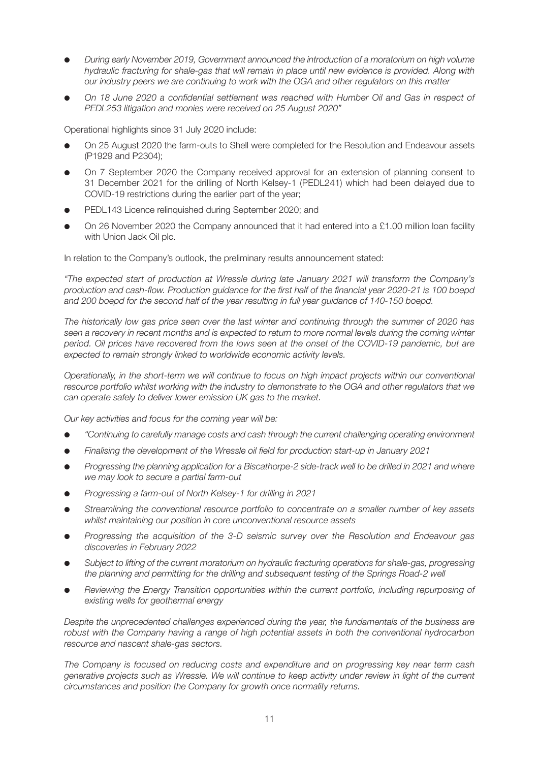- *During early November 2019, Government announced the introduction of a moratorium on high volume hydraulic fracturing for shale-gas that will remain in place until new evidence is provided. Along with our industry peers we are continuing to work with the OGA and other regulators on this matter*
- *On 18 June 2020 a confidential settlement was reached with Humber Oil and Gas in respect of PEDL253 litigation and monies were received on 25 August 2020"*

Operational highlights since 31 July 2020 include:

- On 25 August 2020 the farm-outs to Shell were completed for the Resolution and Endeavour assets (P1929 and P2304);
- On 7 September 2020 the Company received approval for an extension of planning consent to 31 December 2021 for the drilling of North Kelsey-1 (PEDL241) which had been delayed due to COVID-19 restrictions during the earlier part of the year;
- PEDL143 Licence relinquished during September 2020; and
- On 26 November 2020 the Company announced that it had entered into a £1.00 million loan facility with Union Jack Oil plc.

In relation to the Company's outlook, the preliminary results announcement stated:

*"The expected start of production at Wressle during late January 2021 will transform the Company's production and cash-flow. Production guidance for the first half of the financial year 2020-21 is 100 boepd and 200 boepd for the second half of the year resulting in full year guidance of 140-150 boepd.*

*The historically low gas price seen over the last winter and continuing through the summer of 2020 has seen a recovery in recent months and is expected to return to more normal levels during the coming winter period. Oil prices have recovered from the lows seen at the onset of the COVID-19 pandemic, but are expected to remain strongly linked to worldwide economic activity levels.*

*Operationally, in the short-term we will continue to focus on high impact projects within our conventional resource portfolio whilst working with the industry to demonstrate to the OGA and other regulators that we can operate safely to deliver lower emission UK gas to the market.*

*Our key activities and focus for the coming year will be:*

- *"Continuing to carefully manage costs and cash through the current challenging operating environment*
- *Finalising the development of the Wressle oil field for production start-up in January 2021*
- *Progressing the planning application for a Biscathorpe-2 side-track well to be drilled in 2021 and where we may look to secure a partial farm-out*
- *Progressing a farm-out of North Kelsey-1 for drilling in 2021*
- *Streamlining the conventional resource portfolio to concentrate on a smaller number of key assets whilst maintaining our position in core unconventional resource assets*
- *Progressing the acquisition of the 3-D seismic survey over the Resolution and Endeavour gas discoveries in February 2022*
- *Subject to lifting of the current moratorium on hydraulic fracturing operations for shale-gas, progressing the planning and permitting for the drilling and subsequent testing of the Springs Road-2 well*
- *Reviewing the Energy Transition opportunities within the current portfolio, including repurposing of existing wells for geothermal energy*

*Despite the unprecedented challenges experienced during the year, the fundamentals of the business are robust with the Company having a range of high potential assets in both the conventional hydrocarbon resource and nascent shale-gas sectors.*

*The Company is focused on reducing costs and expenditure and on progressing key near term cash generative projects such as Wressle. We will continue to keep activity under review in light of the current circumstances and position the Company for growth once normality returns.*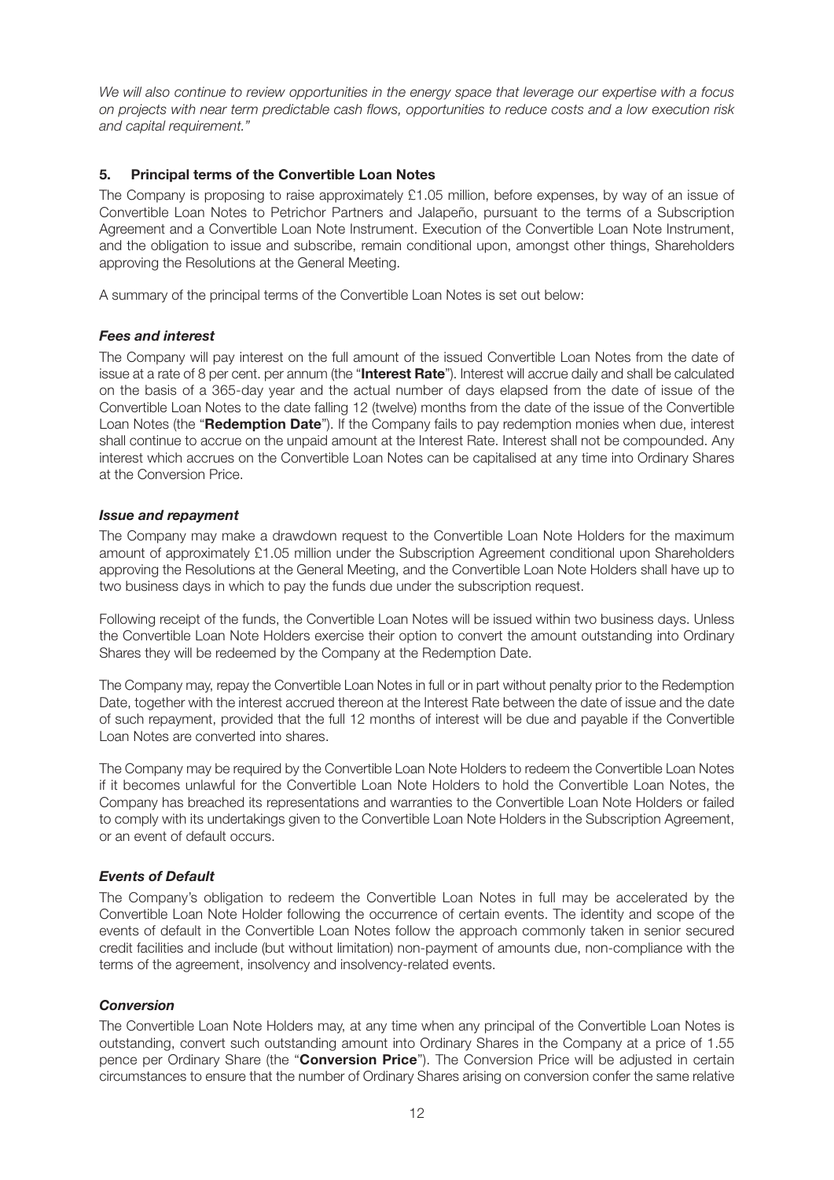*We will also continue to review opportunities in the energy space that leverage our expertise with a focus on projects with near term predictable cash flows, opportunities to reduce costs and a low execution risk and capital requirement."*

## 5. Principal terms of the Convertible Loan Notes

The Company is proposing to raise approximately £1.05 million, before expenses, by way of an issue of Convertible Loan Notes to Petrichor Partners and Jalapeño, pursuant to the terms of a Subscription Agreement and a Convertible Loan Note Instrument. Execution of the Convertible Loan Note Instrument, and the obligation to issue and subscribe, remain conditional upon, amongst other things, Shareholders approving the Resolutions at the General Meeting.

A summary of the principal terms of the Convertible Loan Notes is set out below:

### *Fees and interest*

The Company will pay interest on the full amount of the issued Convertible Loan Notes from the date of issue at a rate of 8 per cent. per annum (the "**Interest Rate**"). Interest will accrue daily and shall be calculated on the basis of a 365-day year and the actual number of days elapsed from the date of issue of the Convertible Loan Notes to the date falling 12 (twelve) months from the date of the issue of the Convertible Loan Notes (the "**Redemption Date**"). If the Company fails to pay redemption monies when due, interest shall continue to accrue on the unpaid amount at the Interest Rate. Interest shall not be compounded. Any interest which accrues on the Convertible Loan Notes can be capitalised at any time into Ordinary Shares at the Conversion Price.

### *Issue and repayment*

The Company may make a drawdown request to the Convertible Loan Note Holders for the maximum amount of approximately £1.05 million under the Subscription Agreement conditional upon Shareholders approving the Resolutions at the General Meeting, and the Convertible Loan Note Holders shall have up to two business days in which to pay the funds due under the subscription request.

Following receipt of the funds, the Convertible Loan Notes will be issued within two business days. Unless the Convertible Loan Note Holders exercise their option to convert the amount outstanding into Ordinary Shares they will be redeemed by the Company at the Redemption Date.

The Company may, repay the Convertible Loan Notes in full or in part without penalty prior to the Redemption Date, together with the interest accrued thereon at the Interest Rate between the date of issue and the date of such repayment, provided that the full 12 months of interest will be due and payable if the Convertible Loan Notes are converted into shares.

The Company may be required by the Convertible Loan Note Holders to redeem the Convertible Loan Notes if it becomes unlawful for the Convertible Loan Note Holders to hold the Convertible Loan Notes, the Company has breached its representations and warranties to the Convertible Loan Note Holders or failed to comply with its undertakings given to the Convertible Loan Note Holders in the Subscription Agreement, or an event of default occurs.

### *Events of Default*

The Company's obligation to redeem the Convertible Loan Notes in full may be accelerated by the Convertible Loan Note Holder following the occurrence of certain events. The identity and scope of the events of default in the Convertible Loan Notes follow the approach commonly taken in senior secured credit facilities and include (but without limitation) non-payment of amounts due, non-compliance with the terms of the agreement, insolvency and insolvency-related events.

### *Conversion*

The Convertible Loan Note Holders may, at any time when any principal of the Convertible Loan Notes is outstanding, convert such outstanding amount into Ordinary Shares in the Company at a price of 1.55 pence per Ordinary Share (the "**Conversion Price**"). The Conversion Price will be adjusted in certain circumstances to ensure that the number of Ordinary Shares arising on conversion confer the same relative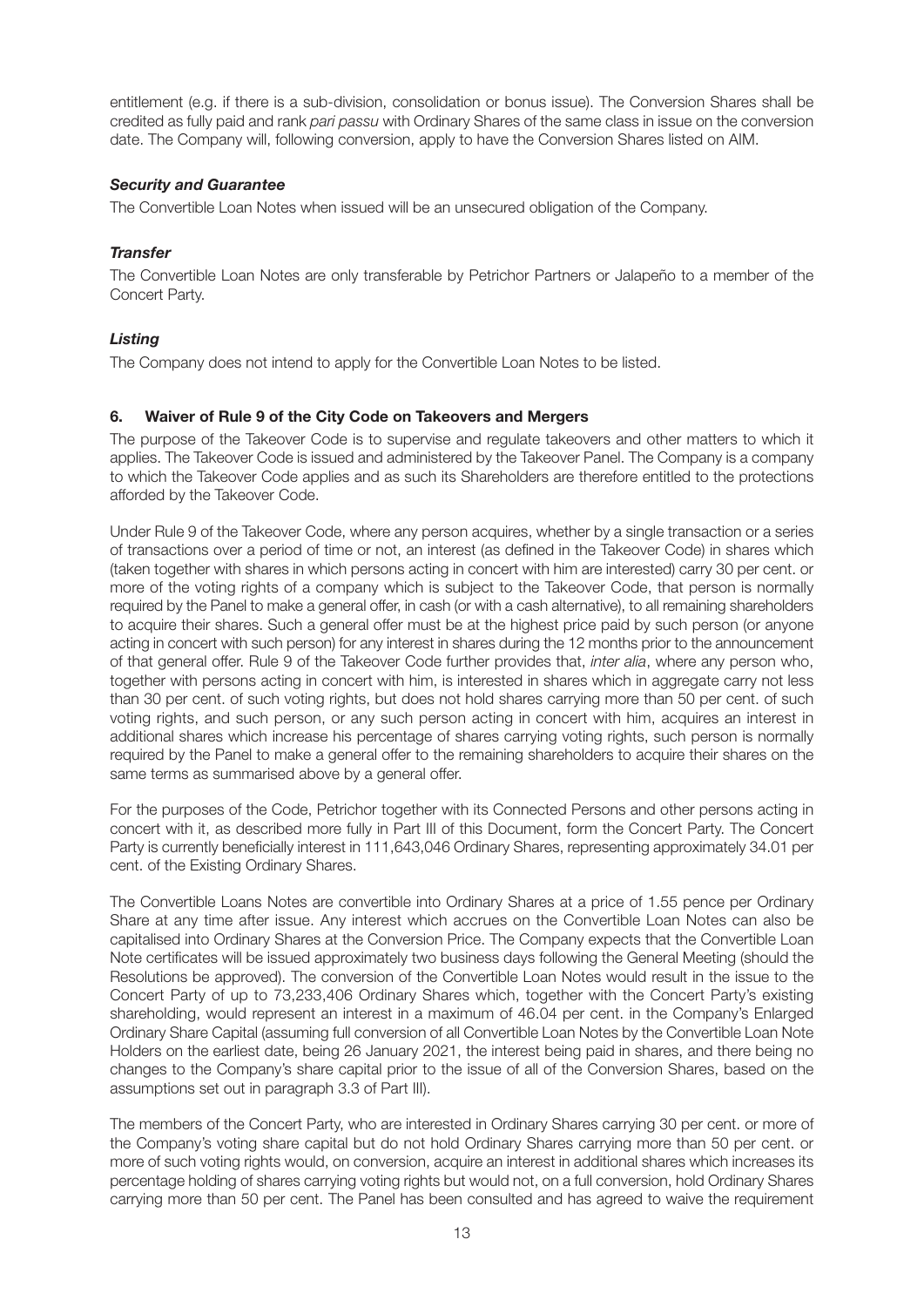entitlement (e.g. if there is a sub-division, consolidation or bonus issue). The Conversion Shares shall be credited as fully paid and rank *pari passu* with Ordinary Shares of the same class in issue on the conversion date. The Company will, following conversion, apply to have the Conversion Shares listed on AIM.

***Security and Guarantee***

The Convertible Loan Notes when issued will be an unsecured obligation of the Company.

***Transfer***

The Convertible Loan Notes are only transferable by Petrichor Partners or Jalapeño to a member of the Concert Party.

***Listing***

The Company does not intend to apply for the Convertible Loan Notes to be listed.

## 6. Waiver of Rule 9 of the City Code on Takeovers and Mergers

The purpose of the Takeover Code is to supervise and regulate takeovers and other matters to which it applies. The Takeover Code is issued and administered by the Takeover Panel. The Company is a company to which the Takeover Code applies and as such its Shareholders are therefore entitled to the protections afforded by the Takeover Code.

Under Rule 9 of the Takeover Code, where any person acquires, whether by a single transaction or a series of transactions over a period of time or not, an interest (as defined in the Takeover Code) in shares which (taken together with shares in which persons acting in concert with him are interested) carry 30 per cent. or more of the voting rights of a company which is subject to the Takeover Code, that person is normally required by the Panel to make a general offer, in cash (or with a cash alternative), to all remaining shareholders to acquire their shares. Such a general offer must be at the highest price paid by such person (or anyone acting in concert with such person) for any interest in shares during the 12 months prior to the announcement of that general offer. Rule 9 of the Takeover Code further provides that, *inter alia*, where any person who, together with persons acting in concert with him, is interested in shares which in aggregate carry not less than 30 per cent. of such voting rights, but does not hold shares carrying more than 50 per cent. of such voting rights, and such person, or any such person acting in concert with him, acquires an interest in additional shares which increase his percentage of shares carrying voting rights, such person is normally required by the Panel to make a general offer to the remaining shareholders to acquire their shares on the same terms as summarised above by a general offer.

For the purposes of the Code, Petrichor together with its Connected Persons and other persons acting in concert with it, as described more fully in Part III of this Document, form the Concert Party. The Concert Party is currently beneficially interest in 111,643,046 Ordinary Shares, representing approximately 34.01 per cent. of the Existing Ordinary Shares.

The Convertible Loans Notes are convertible into Ordinary Shares at a price of 1.55 pence per Ordinary Share at any time after issue. Any interest which accrues on the Convertible Loan Notes can also be capitalised into Ordinary Shares at the Conversion Price. The Company expects that the Convertible Loan Note certificates will be issued approximately two business days following the General Meeting (should the Resolutions be approved). The conversion of the Convertible Loan Notes would result in the issue to the Concert Party of up to 73,233,406 Ordinary Shares which, together with the Concert Party's existing shareholding, would represent an interest in a maximum of 46.04 per cent. in the Company's Enlarged Ordinary Share Capital (assuming full conversion of all Convertible Loan Notes by the Convertible Loan Note Holders on the earliest date, being 26 January 2021, the interest being paid in shares, and there being no changes to the Company's share capital prior to the issue of all of the Conversion Shares, based on the assumptions set out in paragraph 3.3 of Part III).

The members of the Concert Party, who are interested in Ordinary Shares carrying 30 per cent. or more of the Company's voting share capital but do not hold Ordinary Shares carrying more than 50 per cent. or more of such voting rights would, on conversion, acquire an interest in additional shares which increases its percentage holding of shares carrying voting rights but would not, on a full conversion, hold Ordinary Shares carrying more than 50 per cent. The Panel has been consulted and has agreed to waive the requirement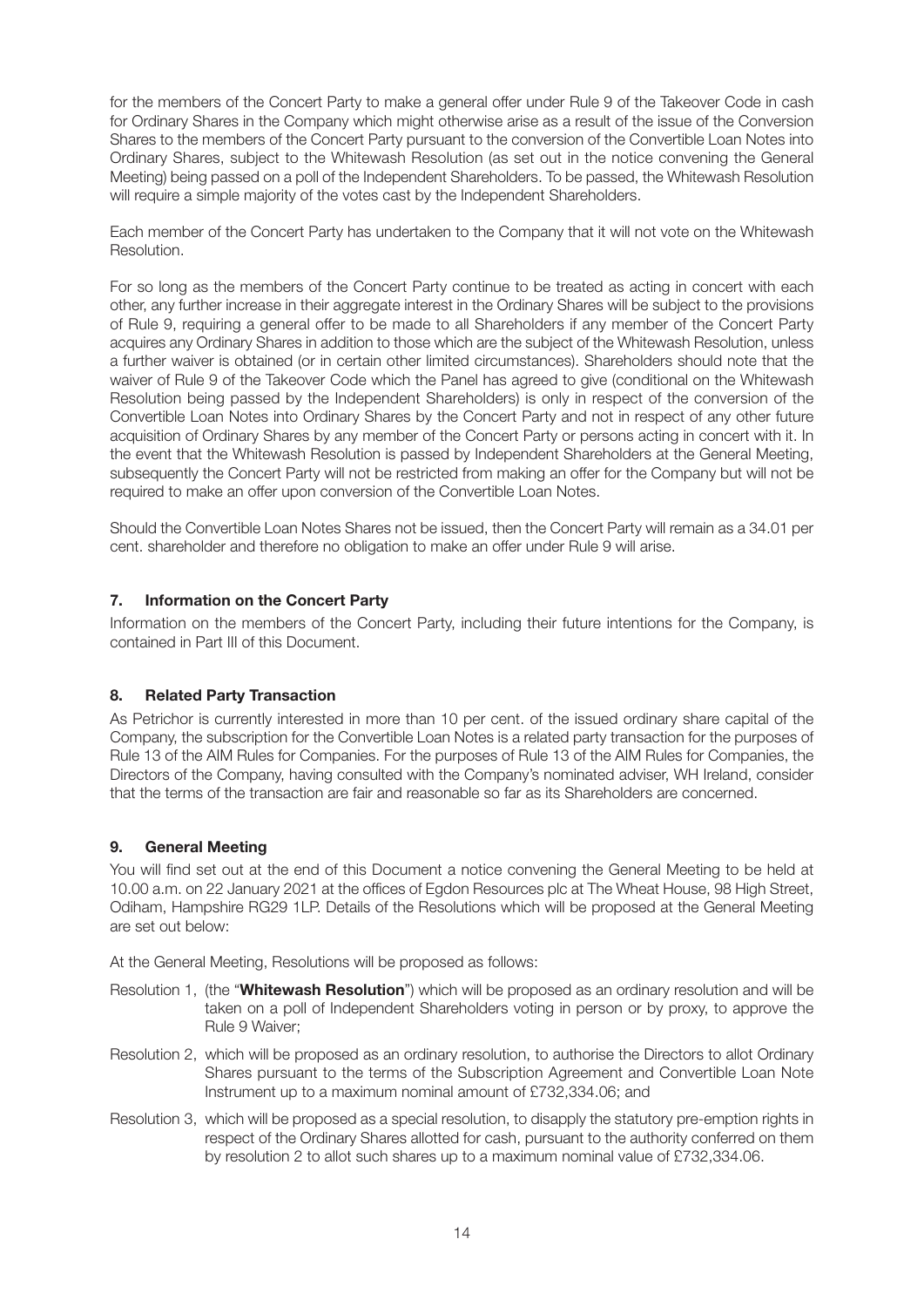for the members of the Concert Party to make a general offer under Rule 9 of the Takeover Code in cash for Ordinary Shares in the Company which might otherwise arise as a result of the issue of the Conversion Shares to the members of the Concert Party pursuant to the conversion of the Convertible Loan Notes into Ordinary Shares, subject to the Whitewash Resolution (as set out in the notice convening the General Meeting) being passed on a poll of the Independent Shareholders. To be passed, the Whitewash Resolution will require a simple majority of the votes cast by the Independent Shareholders.

Each member of the Concert Party has undertaken to the Company that it will not vote on the Whitewash Resolution.

For so long as the members of the Concert Party continue to be treated as acting in concert with each other, any further increase in their aggregate interest in the Ordinary Shares will be subject to the provisions of Rule 9, requiring a general offer to be made to all Shareholders if any member of the Concert Party acquires any Ordinary Shares in addition to those which are the subject of the Whitewash Resolution, unless a further waiver is obtained (or in certain other limited circumstances). Shareholders should note that the waiver of Rule 9 of the Takeover Code which the Panel has agreed to give (conditional on the Whitewash Resolution being passed by the Independent Shareholders) is only in respect of the conversion of the Convertible Loan Notes into Ordinary Shares by the Concert Party and not in respect of any other future acquisition of Ordinary Shares by any member of the Concert Party or persons acting in concert with it. In the event that the Whitewash Resolution is passed by Independent Shareholders at the General Meeting, subsequently the Concert Party will not be restricted from making an offer for the Company but will not be required to make an offer upon conversion of the Convertible Loan Notes.

Should the Convertible Loan Notes Shares not be issued, then the Concert Party will remain as a 34.01 per cent. shareholder and therefore no obligation to make an offer under Rule 9 will arise.

### 7. Information on the Concert Party

Information on the members of the Concert Party, including their future intentions for the Company, is contained in Part III of this Document.

### 8. Related Party Transaction

As Petrichor is currently interested in more than 10 per cent. of the issued ordinary share capital of the Company, the subscription for the Convertible Loan Notes is a related party transaction for the purposes of Rule 13 of the AIM Rules for Companies. For the purposes of Rule 13 of the AIM Rules for Companies, the Directors of the Company, having consulted with the Company's nominated adviser, WH Ireland, consider that the terms of the transaction are fair and reasonable so far as its Shareholders are concerned.

### 9. General Meeting

You will find set out at the end of this Document a notice convening the General Meeting to be held at 10.00 a.m. on 22 January 2021 at the offices of Egdon Resources plc at The Wheat House, 98 High Street, Odiham, Hampshire RG29 1LP. Details of the Resolutions which will be proposed at the General Meeting are set out below:

At the General Meeting, Resolutions will be proposed as follows:

Resolution 1, (the "**Whitewash Resolution**") which will be proposed as an ordinary resolution and will be taken on a poll of Independent Shareholders voting in person or by proxy, to approve the Rule 9 Waiver;

Resolution 2, which will be proposed as an ordinary resolution, to authorise the Directors to allot Ordinary Shares pursuant to the terms of the Subscription Agreement and Convertible Loan Note Instrument up to a maximum nominal amount of £732,334.06; and

Resolution 3, which will be proposed as a special resolution, to disapply the statutory pre-emption rights in respect of the Ordinary Shares allotted for cash, pursuant to the authority conferred on them by resolution 2 to allot such shares up to a maximum nominal value of £732,334.06.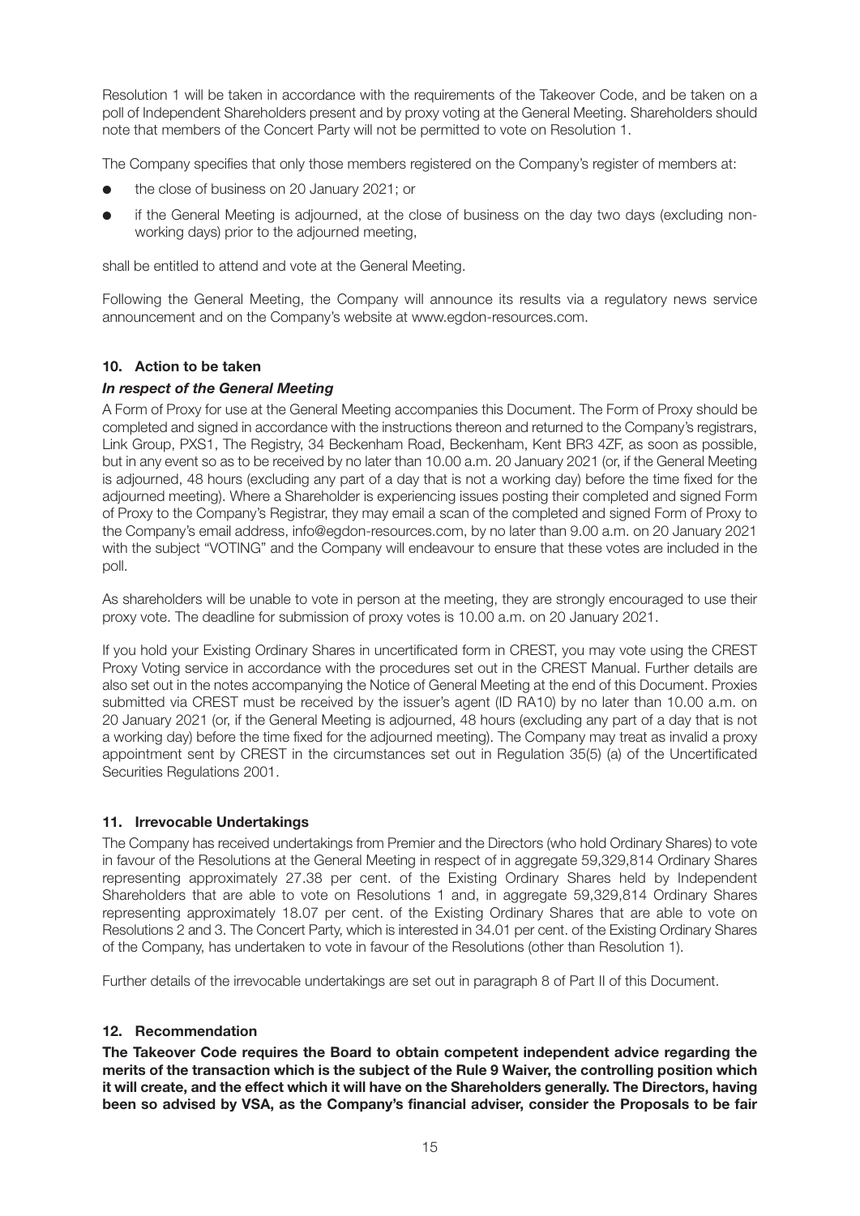Resolution 1 will be taken in accordance with the requirements of the Takeover Code, and be taken on a poll of Independent Shareholders present and by proxy voting at the General Meeting. Shareholders should note that members of the Concert Party will not be permitted to vote on Resolution 1.

The Company specifies that only those members registered on the Company's register of members at:

- the close of business on 20 January 2021; or
- if the General Meeting is adjourned, at the close of business on the day two days (excluding non-working days) prior to the adjourned meeting,

shall be entitled to attend and vote at the General Meeting.

Following the General Meeting, the Company will announce its results via a regulatory news service announcement and on the Company's website at www.egdon-resources.com.

## 10. Action to be taken

### *In respect of the General Meeting*

A Form of Proxy for use at the General Meeting accompanies this Document. The Form of Proxy should be completed and signed in accordance with the instructions thereon and returned to the Company's registrars, Link Group, PXS1, The Registry, 34 Beckenham Road, Beckenham, Kent BR3 4ZF, as soon as possible, but in any event so as to be received by no later than 10.00 a.m. 20 January 2021 (or, if the General Meeting is adjourned, 48 hours (excluding any part of a day that is not a working day) before the time fixed for the adjourned meeting). Where a Shareholder is experiencing issues posting their completed and signed Form of Proxy to the Company's Registrar, they may email a scan of the completed and signed Form of Proxy to the Company's email address, info@egdon-resources.com, by no later than 9.00 a.m. on 20 January 2021 with the subject "VOTING" and the Company will endeavour to ensure that these votes are included in the poll.

As shareholders will be unable to vote in person at the meeting, they are strongly encouraged to use their proxy vote. The deadline for submission of proxy votes is 10.00 a.m. on 20 January 2021.

If you hold your Existing Ordinary Shares in uncertificated form in CREST, you may vote using the CREST Proxy Voting service in accordance with the procedures set out in the CREST Manual. Further details are also set out in the notes accompanying the Notice of General Meeting at the end of this Document. Proxies submitted via CREST must be received by the issuer's agent (ID RA10) by no later than 10.00 a.m. on 20 January 2021 (or, if the General Meeting is adjourned, 48 hours (excluding any part of a day that is not a working day) before the time fixed for the adjourned meeting). The Company may treat as invalid a proxy appointment sent by CREST in the circumstances set out in Regulation 35(5) (a) of the Uncertificated Securities Regulations 2001.

## 11. Irrevocable Undertakings

The Company has received undertakings from Premier and the Directors (who hold Ordinary Shares) to vote in favour of the Resolutions at the General Meeting in respect of in aggregate 59,329,814 Ordinary Shares representing approximately 27.38 per cent. of the Existing Ordinary Shares held by Independent Shareholders that are able to vote on Resolutions 1 and, in aggregate 59,329,814 Ordinary Shares representing approximately 18.07 per cent. of the Existing Ordinary Shares that are able to vote on Resolutions 2 and 3. The Concert Party, which is interested in 34.01 per cent. of the Existing Ordinary Shares of the Company, has undertaken to vote in favour of the Resolutions (other than Resolution 1).

Further details of the irrevocable undertakings are set out in paragraph 8 of Part II of this Document.

## 12. Recommendation

**The Takeover Code requires the Board to obtain competent independent advice regarding the merits of the transaction which is the subject of the Rule 9 Waiver, the controlling position which it will create, and the effect which it will have on the Shareholders generally. The Directors, having been so advised by VSA, as the Company's financial adviser, consider the Proposals to be fair**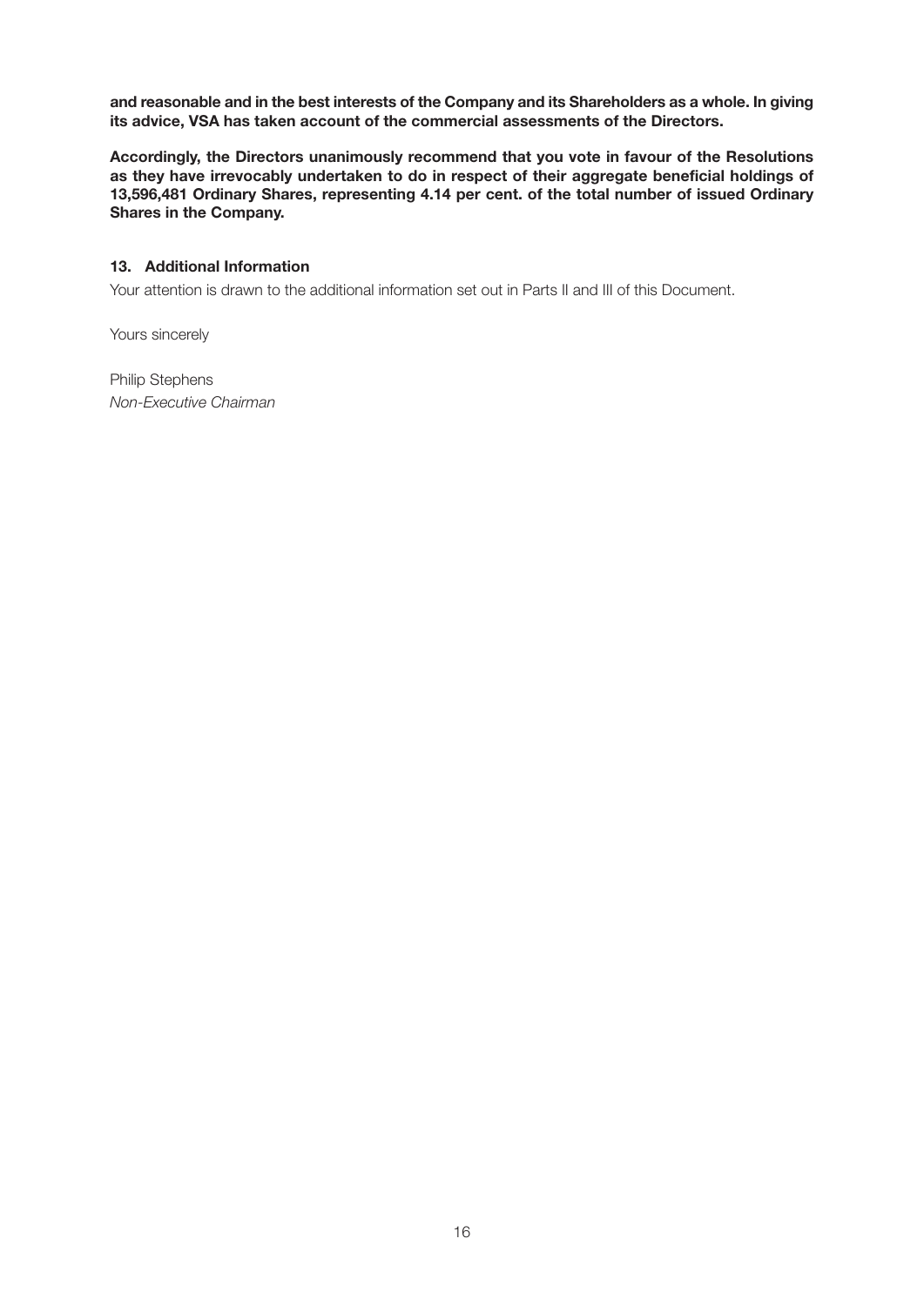**and reasonable and in the best interests of the Company and its Shareholders as a whole. In giving its advice, VSA has taken account of the commercial assessments of the Directors.**

**Accordingly, the Directors unanimously recommend that you vote in favour of the Resolutions as they have irrevocably undertaken to do in respect of their aggregate beneficial holdings of 13,596,481 Ordinary Shares, representing 4.14 per cent. of the total number of issued Ordinary Shares in the Company.**

### 13. Additional Information

Your attention is drawn to the additional information set out in Parts II and III of this Document.

Yours sincerely

Philip Stephens
*Non-Executive Chairman*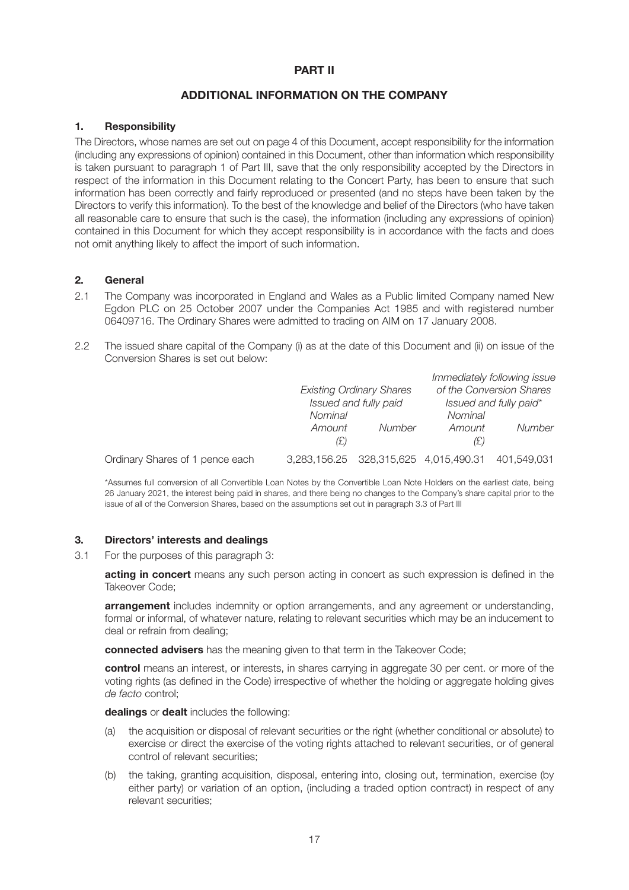# PART II

## ADDITIONAL INFORMATION ON THE COMPANY

### 1. Responsibility

The Directors, whose names are set out on page 4 of this Document, accept responsibility for the information (including any expressions of opinion) contained in this Document, other than information which responsibility is taken pursuant to paragraph 1 of Part III, save that the only responsibility accepted by the Directors in respect of the information in this Document relating to the Concert Party, has been to ensure that such information has been correctly and fairly reproduced or presented (and no steps have been taken by the Directors to verify this information). To the best of the knowledge and belief of the Directors (who have taken all reasonable care to ensure that such is the case), the information (including any expressions of opinion) contained in this Document for which they accept responsibility is in accordance with the facts and does not omit anything likely to affect the import of such information.

### 2. General

2.1 The Company was incorporated in England and Wales as a Public limited Company named New Egdon PLC on 25 October 2007 under the Companies Act 1985 and with registered number 06409716. The Ordinary Shares were admitted to trading on AIM on 17 January 2008.

2.2 The issued share capital of the Company (i) as at the date of this Document and (ii) on issue of the Conversion Shares is set out below:

| | *Existing Ordinary Shares Issued and fully paid* | | *Immediately following issue of the Conversion Shares Issued and fully paid\** | |
|---|---|---|---|---|
| | *Nominal Amount (£)* | *Number* | *Nominal Amount (£)* | *Number* |
| Ordinary Shares of 1 pence each | 3,283,156.25 | 328,315,625 | 4,015,490.31 | 401,549,031 |

\*Assumes full conversion of all Convertible Loan Notes by the Convertible Loan Note Holders on the earliest date, being 26 January 2021, the interest being paid in shares, and there being no changes to the Company's share capital prior to the issue of all of the Conversion Shares, based on the assumptions set out in paragraph 3.3 of Part III

### 3. Directors' interests and dealings

3.1 For the purposes of this paragraph 3:

**acting in concert** means any such person acting in concert as such expression is defined in the Takeover Code;

**arrangement** includes indemnity or option arrangements, and any agreement or understanding, formal or informal, of whatever nature, relating to relevant securities which may be an inducement to deal or refrain from dealing;

**connected advisers** has the meaning given to that term in the Takeover Code;

**control** means an interest, or interests, in shares carrying in aggregate 30 per cent. or more of the voting rights (as defined in the Code) irrespective of whether the holding or aggregate holding gives *de facto* control;

**dealings** or **dealt** includes the following:

(a) the acquisition or disposal of relevant securities or the right (whether conditional or absolute) to exercise or direct the exercise of the voting rights attached to relevant securities, or of general control of relevant securities;

(b) the taking, granting acquisition, disposal, entering into, closing out, termination, exercise (by either party) or variation of an option, (including a traded option contract) in respect of any relevant securities;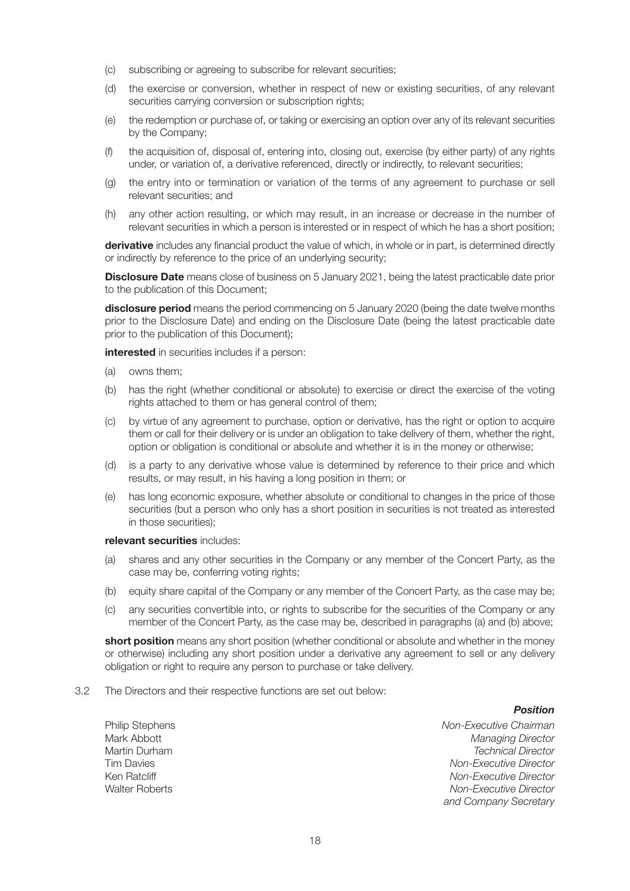(c) subscribing or agreeing to subscribe for relevant securities;

(d) the exercise or conversion, whether in respect of new or existing securities, of any relevant securities carrying conversion or subscription rights;

(e) the redemption or purchase of, or taking or exercising an option over any of its relevant securities by the Company;

(f) the acquisition of, disposal of, entering into, closing out, exercise (by either party) of any rights under, or variation of, a derivative referenced, directly or indirectly, to relevant securities;

(g) the entry into or termination or variation of the terms of any agreement to purchase or sell relevant securities; and

(h) any other action resulting, or which may result, in an increase or decrease in the number of relevant securities in which a person is interested or in respect of which he has a short position;

**derivative** includes any financial product the value of which, in whole or in part, is determined directly or indirectly by reference to the price of an underlying security;

**Disclosure Date** means close of business on 5 January 2021, being the latest practicable date prior to the publication of this Document;

**disclosure period** means the period commencing on 5 January 2020 (being the date twelve months prior to the Disclosure Date) and ending on the Disclosure Date (being the latest practicable date prior to the publication of this Document);

**interested** in securities includes if a person:

(a) owns them;

(b) has the right (whether conditional or absolute) to exercise or direct the exercise of the voting rights attached to them or has general control of them;

(c) by virtue of any agreement to purchase, option or derivative, has the right or option to acquire them or call for their delivery or is under an obligation to take delivery of them, whether the right, option or obligation is conditional or absolute and whether it is in the money or otherwise;

(d) is a party to any derivative whose value is determined by reference to their price and which results, or may result, in his having a long position in them; or

(e) has long economic exposure, whether absolute or conditional to changes in the price of those securities (but a person who only has a short position in securities is not treated as interested in those securities);

**relevant securities** includes:

(a) shares and any other securities in the Company or any member of the Concert Party, as the case may be, conferring voting rights;

(b) equity share capital of the Company or any member of the Concert Party, as the case may be;

(c) any securities convertible into, or rights to subscribe for the securities of the Company or any member of the Concert Party, as the case may be, described in paragraphs (a) and (b) above;

**short position** means any short position (whether conditional or absolute and whether in the money or otherwise) including any short position under a derivative any agreement to sell or any delivery obligation or right to require any person to purchase or take delivery.

3.2 The Directors and their respective functions are set out below:

| | ***Position*** |
|---|---|
| Philip Stephens | *Non-Executive Chairman* |
| Mark Abbott | *Managing Director* |
| Martin Durham | *Technical Director* |
| Tim Davies | *Non-Executive Director* |
| Ken Ratcliff | *Non-Executive Director* |
| Walter Roberts | *Non-Executive Director and Company Secretary* |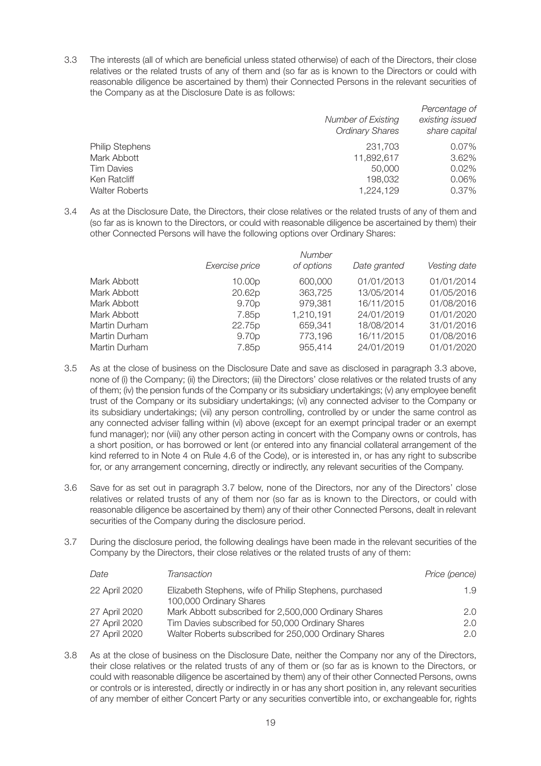3.3 The interests (all of which are beneficial unless stated otherwise) of each of the Directors, their close relatives or the related trusts of any of them and (so far as is known to the Directors or could with reasonable diligence be ascertained by them) their Connected Persons in the relevant securities of the Company as at the Disclosure Date is as follows:

| | *Number of Existing Ordinary Shares* | *Percentage of existing issued share capital* |
|---|---|---|
| Philip Stephens | 231,703 | 0.07% |
| Mark Abbott | 11,892,617 | 3.62% |
| Tim Davies | 50,000 | 0.02% |
| Ken Ratcliff | 198,032 | 0.06% |
| Walter Roberts | 1,224,129 | 0.37% |

3.4 As at the Disclosure Date, the Directors, their close relatives or the related trusts of any of them and (so far as is known to the Directors, or could with reasonable diligence be ascertained by them) their other Connected Persons will have the following options over Ordinary Shares:

| | *Exercise price* | *Number of options* | *Date granted* | *Vesting date* |
|---|---|---|---|---|
| Mark Abbott | 10.00p | 600,000 | 01/01/2013 | 01/01/2014 |
| Mark Abbott | 20.62p | 363,725 | 13/05/2014 | 01/05/2016 |
| Mark Abbott | 9.70p | 979,381 | 16/11/2015 | 01/08/2016 |
| Mark Abbott | 7.85p | 1,210,191 | 24/01/2019 | 01/01/2020 |
| Martin Durham | 22.75p | 659,341 | 18/08/2014 | 31/01/2016 |
| Martin Durham | 9.70p | 773,196 | 16/11/2015 | 01/08/2016 |
| Martin Durham | 7.85p | 955,414 | 24/01/2019 | 01/01/2020 |

3.5 As at the close of business on the Disclosure Date and save as disclosed in paragraph 3.3 above, none of (i) the Company; (ii) the Directors; (iii) the Directors' close relatives or the related trusts of any of them; (iv) the pension funds of the Company or its subsidiary undertakings; (v) any employee benefit trust of the Company or its subsidiary undertakings; (vi) any connected adviser to the Company or its subsidiary undertakings; (vii) any person controlling, controlled by or under the same control as any connected adviser falling within (vi) above (except for an exempt principal trader or an exempt fund manager); nor (viii) any other person acting in concert with the Company owns or controls, has a short position, or has borrowed or lent (or entered into any financial collateral arrangement of the kind referred to in Note 4 on Rule 4.6 of the Code), or is interested in, or has any right to subscribe for, or any arrangement concerning, directly or indirectly, any relevant securities of the Company.

3.6 Save for as set out in paragraph 3.7 below, none of the Directors, nor any of the Directors' close relatives or related trusts of any of them nor (so far as is known to the Directors, or could with reasonable diligence be ascertained by them) any of their other Connected Persons, dealt in relevant securities of the Company during the disclosure period.

3.7 During the disclosure period, the following dealings have been made in the relevant securities of the Company by the Directors, their close relatives or the related trusts of any of them:

| *Date* | *Transaction* | *Price (pence)* |
|---|---|---|
| 22 April 2020 | Elizabeth Stephens, wife of Philip Stephens, purchased 100,000 Ordinary Shares | 1.9 |
| 27 April 2020 | Mark Abbott subscribed for 2,500,000 Ordinary Shares | 2.0 |
| 27 April 2020 | Tim Davies subscribed for 50,000 Ordinary Shares | 2.0 |
| 27 April 2020 | Walter Roberts subscribed for 250,000 Ordinary Shares | 2.0 |

3.8 As at the close of business on the Disclosure Date, neither the Company nor any of the Directors, their close relatives or the related trusts of any of them or (so far as is known to the Directors, or could with reasonable diligence be ascertained by them) any of their other Connected Persons, owns or controls or is interested, directly or indirectly in or has any short position in, any relevant securities of any member of either Concert Party or any securities convertible into, or exchangeable for, rights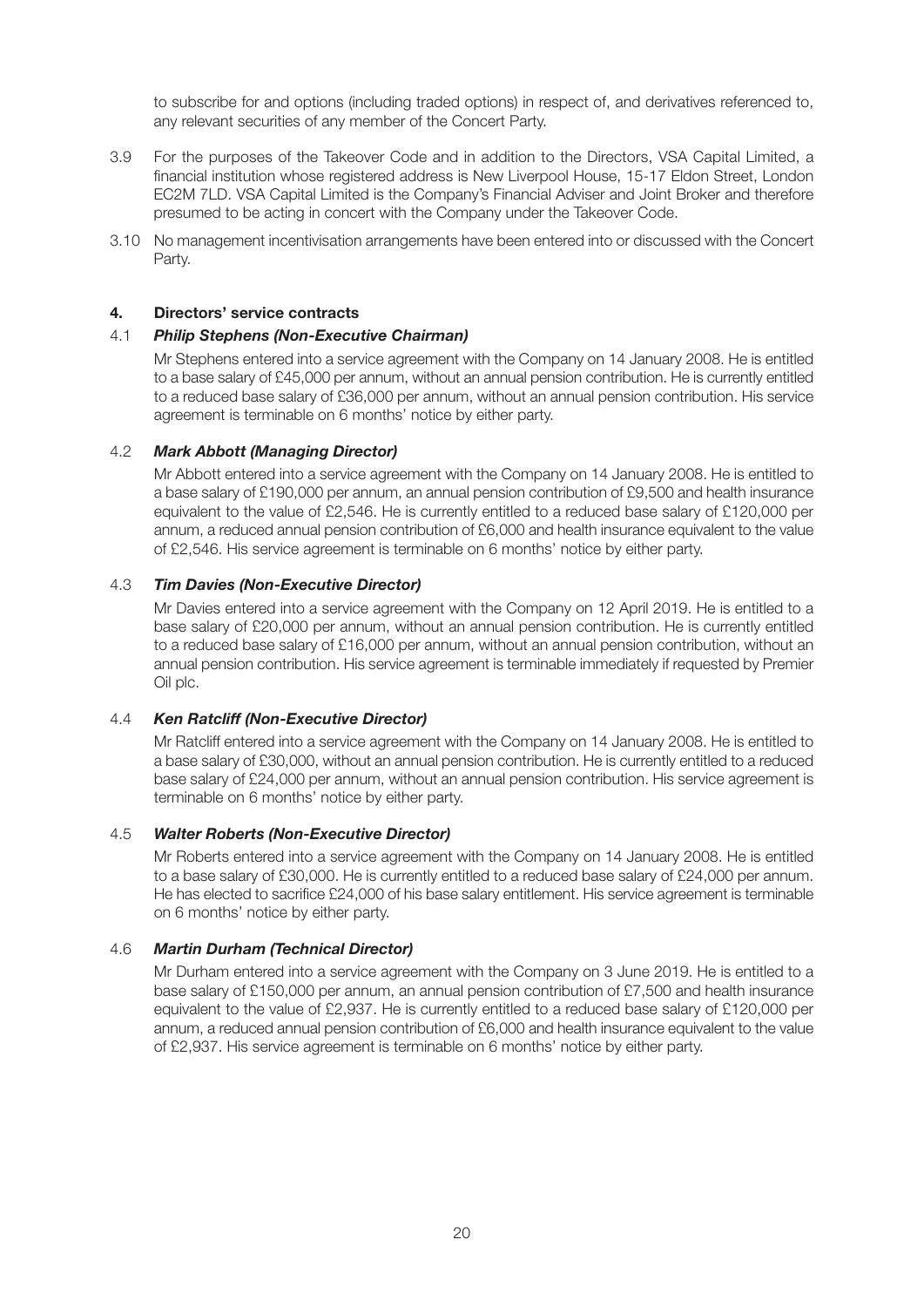to subscribe for and options (including traded options) in respect of, and derivatives referenced to, any relevant securities of any member of the Concert Party.

3.9 For the purposes of the Takeover Code and in addition to the Directors, VSA Capital Limited, a financial institution whose registered address is New Liverpool House, 15-17 Eldon Street, London EC2M 7LD. VSA Capital Limited is the Company's Financial Adviser and Joint Broker and therefore presumed to be acting in concert with the Company under the Takeover Code.

3.10 No management incentivisation arrangements have been entered into or discussed with the Concert Party.

## 4. Directors' service contracts

### 4.1 *Philip Stephens (Non-Executive Chairman)*

Mr Stephens entered into a service agreement with the Company on 14 January 2008. He is entitled to a base salary of £45,000 per annum, without an annual pension contribution. He is currently entitled to a reduced base salary of £36,000 per annum, without an annual pension contribution. His service agreement is terminable on 6 months' notice by either party.

### 4.2 *Mark Abbott (Managing Director)*

Mr Abbott entered into a service agreement with the Company on 14 January 2008. He is entitled to a base salary of £190,000 per annum, an annual pension contribution of £9,500 and health insurance equivalent to the value of £2,546. He is currently entitled to a reduced base salary of £120,000 per annum, a reduced annual pension contribution of £6,000 and health insurance equivalent to the value of £2,546. His service agreement is terminable on 6 months' notice by either party.

### 4.3 *Tim Davies (Non-Executive Director)*

Mr Davies entered into a service agreement with the Company on 12 April 2019. He is entitled to a base salary of £20,000 per annum, without an annual pension contribution. He is currently entitled to a reduced base salary of £16,000 per annum, without an annual pension contribution, without an annual pension contribution. His service agreement is terminable immediately if requested by Premier Oil plc.

### 4.4 *Ken Ratcliff (Non-Executive Director)*

Mr Ratcliff entered into a service agreement with the Company on 14 January 2008. He is entitled to a base salary of £30,000, without an annual pension contribution. He is currently entitled to a reduced base salary of £24,000 per annum, without an annual pension contribution. His service agreement is terminable on 6 months' notice by either party.

### 4.5 *Walter Roberts (Non-Executive Director)*

Mr Roberts entered into a service agreement with the Company on 14 January 2008. He is entitled to a base salary of £30,000. He is currently entitled to a reduced base salary of £24,000 per annum. He has elected to sacrifice £24,000 of his base salary entitlement. His service agreement is terminable on 6 months' notice by either party.

### 4.6 *Martin Durham (Technical Director)*

Mr Durham entered into a service agreement with the Company on 3 June 2019. He is entitled to a base salary of £150,000 per annum, an annual pension contribution of £7,500 and health insurance equivalent to the value of £2,937. He is currently entitled to a reduced base salary of £120,000 per annum, a reduced annual pension contribution of £6,000 and health insurance equivalent to the value of £2,937. His service agreement is terminable on 6 months' notice by either party.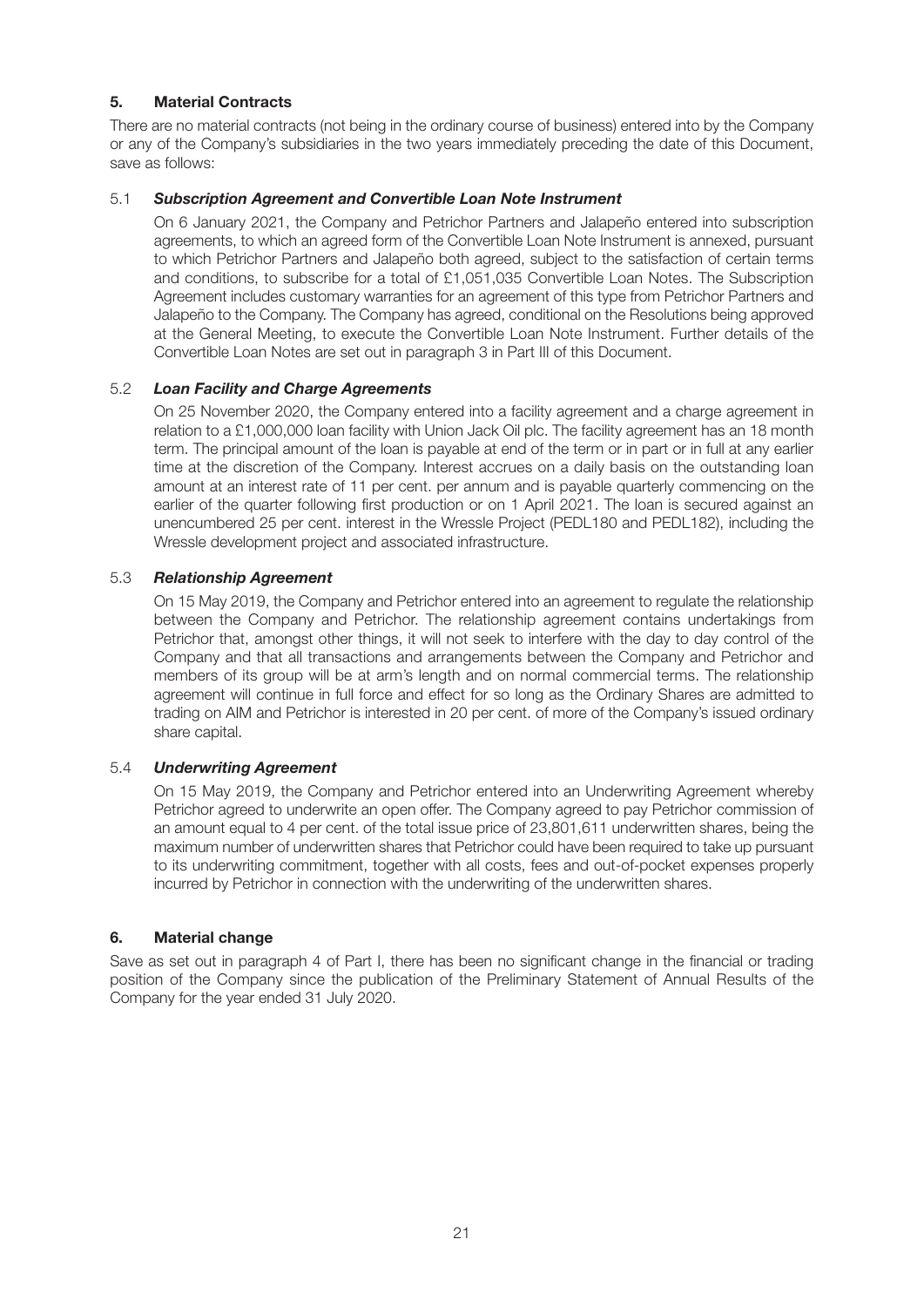## 5. Material Contracts

There are no material contracts (not being in the ordinary course of business) entered into by the Company or any of the Company's subsidiaries in the two years immediately preceding the date of this Document, save as follows:

### 5.1 *Subscription Agreement and Convertible Loan Note Instrument*

On 6 January 2021, the Company and Petrichor Partners and Jalapeño entered into subscription agreements, to which an agreed form of the Convertible Loan Note Instrument is annexed, pursuant to which Petrichor Partners and Jalapeño both agreed, subject to the satisfaction of certain terms and conditions, to subscribe for a total of £1,051,035 Convertible Loan Notes. The Subscription Agreement includes customary warranties for an agreement of this type from Petrichor Partners and Jalapeño to the Company. The Company has agreed, conditional on the Resolutions being approved at the General Meeting, to execute the Convertible Loan Note Instrument. Further details of the Convertible Loan Notes are set out in paragraph 3 in Part III of this Document.

### 5.2 *Loan Facility and Charge Agreements*

On 25 November 2020, the Company entered into a facility agreement and a charge agreement in relation to a £1,000,000 loan facility with Union Jack Oil plc. The facility agreement has an 18 month term. The principal amount of the loan is payable at end of the term or in part or in full at any earlier time at the discretion of the Company. Interest accrues on a daily basis on the outstanding loan amount at an interest rate of 11 per cent. per annum and is payable quarterly commencing on the earlier of the quarter following first production or on 1 April 2021. The loan is secured against an unencumbered 25 per cent. interest in the Wressle Project (PEDL180 and PEDL182), including the Wressle development project and associated infrastructure.

### 5.3 *Relationship Agreement*

On 15 May 2019, the Company and Petrichor entered into an agreement to regulate the relationship between the Company and Petrichor. The relationship agreement contains undertakings from Petrichor that, amongst other things, it will not seek to interfere with the day to day control of the Company and that all transactions and arrangements between the Company and Petrichor and members of its group will be at arm's length and on normal commercial terms. The relationship agreement will continue in full force and effect for so long as the Ordinary Shares are admitted to trading on AIM and Petrichor is interested in 20 per cent. of more of the Company's issued ordinary share capital.

### 5.4 *Underwriting Agreement*

On 15 May 2019, the Company and Petrichor entered into an Underwriting Agreement whereby Petrichor agreed to underwrite an open offer. The Company agreed to pay Petrichor commission of an amount equal to 4 per cent. of the total issue price of 23,801,611 underwritten shares, being the maximum number of underwritten shares that Petrichor could have been required to take up pursuant to its underwriting commitment, together with all costs, fees and out-of-pocket expenses properly incurred by Petrichor in connection with the underwriting of the underwritten shares.

## 6. Material change

Save as set out in paragraph 4 of Part I, there has been no significant change in the financial or trading position of the Company since the publication of the Preliminary Statement of Annual Results of the Company for the year ended 31 July 2020.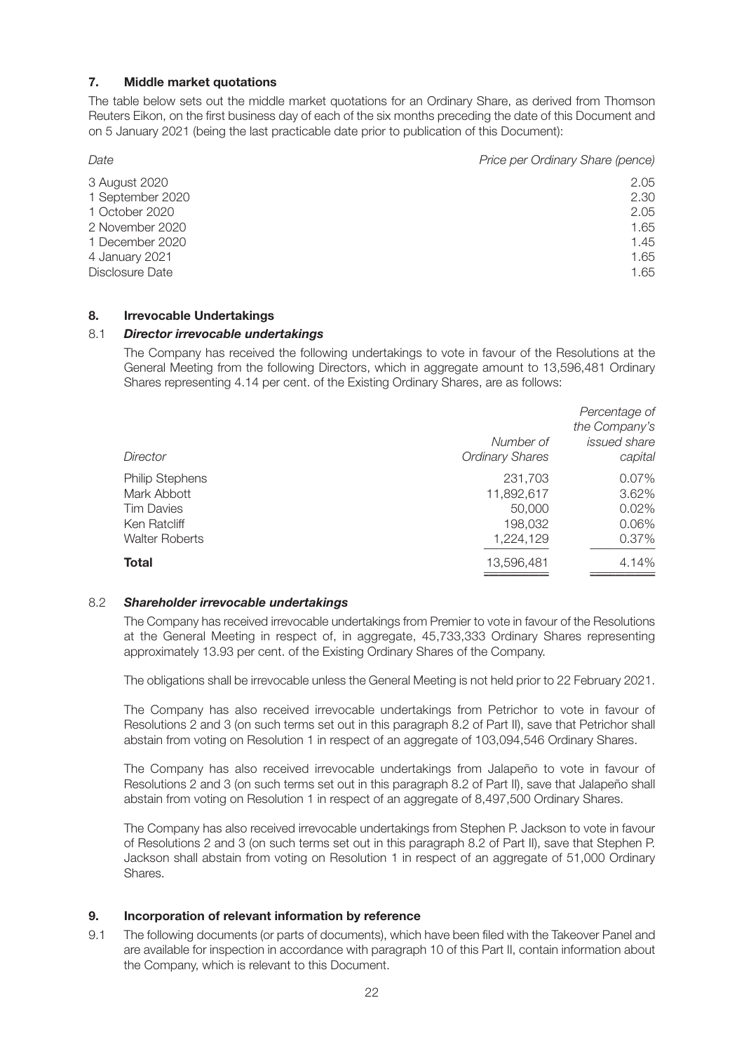## 7. Middle market quotations

The table below sets out the middle market quotations for an Ordinary Share, as derived from Thomson Reuters Eikon, on the first business day of each of the six months preceding the date of this Document and on 5 January 2021 (being the last practicable date prior to publication of this Document):

| *Date* | *Price per Ordinary Share (pence)* |
|---|---|
| 3 August 2020 | 2.05 |
| 1 September 2020 | 2.30 |
| 1 October 2020 | 2.05 |
| 2 November 2020 | 1.65 |
| 1 December 2020 | 1.45 |
| 4 January 2021 | 1.65 |
| Disclosure Date | 1.65 |

## 8. Irrevocable Undertakings

### 8.1 *Director irrevocable undertakings*

The Company has received the following undertakings to vote in favour of the Resolutions at the General Meeting from the following Directors, which in aggregate amount to 13,596,481 Ordinary Shares representing 4.14 per cent. of the Existing Ordinary Shares, are as follows:

| *Director* | *Number of Ordinary Shares* | *Percentage of the Company's issued share capital* |
|---|---|---|
| Philip Stephens | 231,703 | 0.07% |
| Mark Abbott | 11,892,617 | 3.62% |
| Tim Davies | 50,000 | 0.02% |
| Ken Ratcliff | 198,032 | 0.06% |
| Walter Roberts | 1,224,129 | 0.37% |
| **Total** | 13,596,481 | 4.14% |

### 8.2 *Shareholder irrevocable undertakings*

The Company has received irrevocable undertakings from Premier to vote in favour of the Resolutions at the General Meeting in respect of, in aggregate, 45,733,333 Ordinary Shares representing approximately 13.93 per cent. of the Existing Ordinary Shares of the Company.

The obligations shall be irrevocable unless the General Meeting is not held prior to 22 February 2021.

The Company has also received irrevocable undertakings from Petrichor to vote in favour of Resolutions 2 and 3 (on such terms set out in this paragraph 8.2 of Part II), save that Petrichor shall abstain from voting on Resolution 1 in respect of an aggregate of 103,094,546 Ordinary Shares.

The Company has also received irrevocable undertakings from Jalapeño to vote in favour of Resolutions 2 and 3 (on such terms set out in this paragraph 8.2 of Part II), save that Jalapeño shall abstain from voting on Resolution 1 in respect of an aggregate of 8,497,500 Ordinary Shares.

The Company has also received irrevocable undertakings from Stephen P. Jackson to vote in favour of Resolutions 2 and 3 (on such terms set out in this paragraph 8.2 of Part II), save that Stephen P. Jackson shall abstain from voting on Resolution 1 in respect of an aggregate of 51,000 Ordinary Shares.

## 9. Incorporation of relevant information by reference

9.1 The following documents (or parts of documents), which have been filed with the Takeover Panel and are available for inspection in accordance with paragraph 10 of this Part II, contain information about the Company, which is relevant to this Document.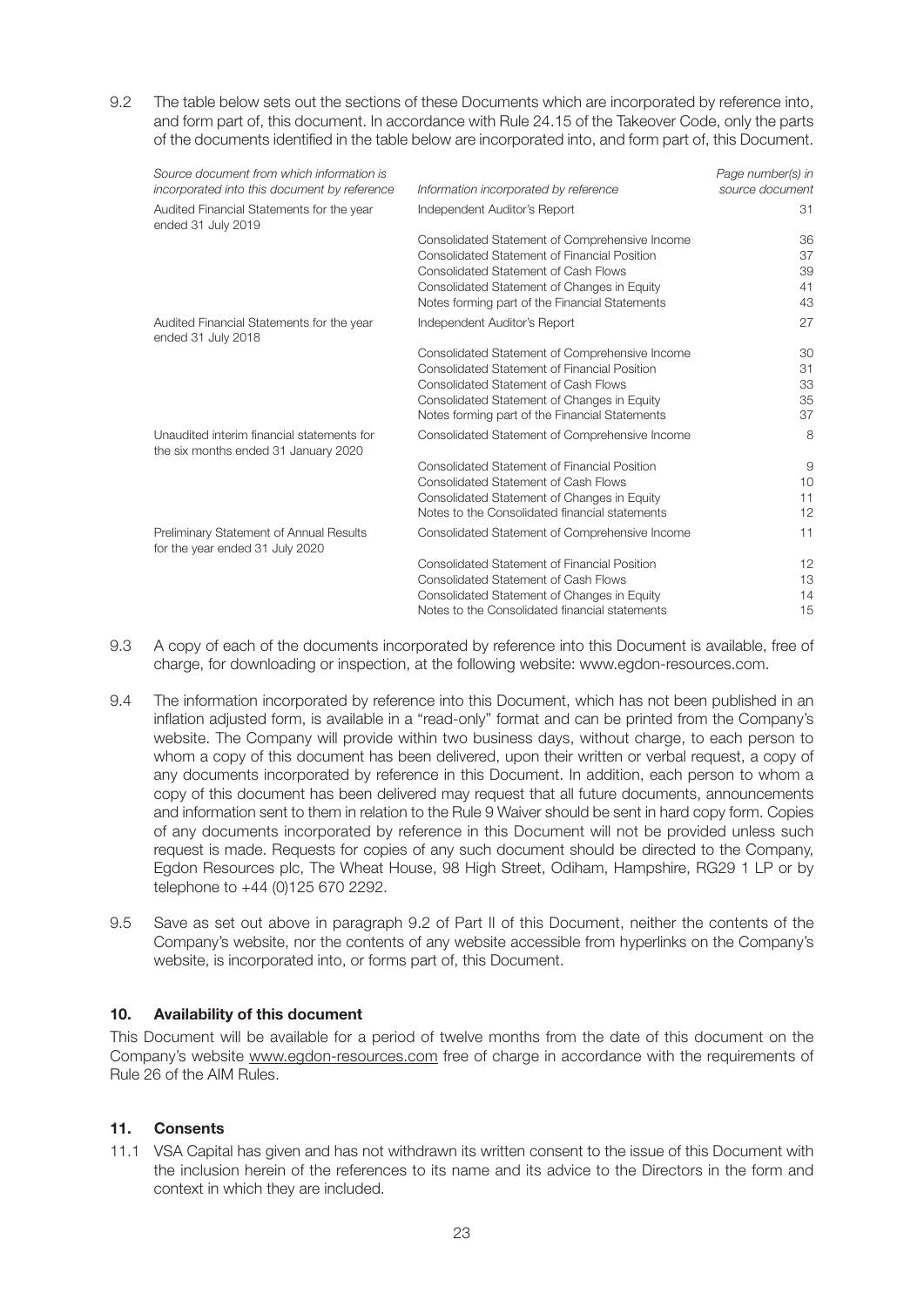9.2 The table below sets out the sections of these Documents which are incorporated by reference into, and form part of, this document. In accordance with Rule 24.15 of the Takeover Code, only the parts of the documents identified in the table below are incorporated into, and form part of, this Document.

| *Source document from which information is incorporated into this document by reference* | *Information incorporated by reference* | *Page number(s) in source document* |
|---|---|---|
| Audited Financial Statements for the year ended 31 July 2019 | Independent Auditor's Report | 31 |
| | Consolidated Statement of Comprehensive Income | 36 |
| | Consolidated Statement of Financial Position | 37 |
| | Consolidated Statement of Cash Flows | 39 |
| | Consolidated Statement of Changes in Equity | 41 |
| | Notes forming part of the Financial Statements | 43 |
| Audited Financial Statements for the year ended 31 July 2018 | Independent Auditor's Report | 27 |
| | Consolidated Statement of Comprehensive Income | 30 |
| | Consolidated Statement of Financial Position | 31 |
| | Consolidated Statement of Cash Flows | 33 |
| | Consolidated Statement of Changes in Equity | 35 |
| | Notes forming part of the Financial Statements | 37 |
| Unaudited interim financial statements for the six months ended 31 January 2020 | Consolidated Statement of Comprehensive Income | 8 |
| | Consolidated Statement of Financial Position | 9 |
| | Consolidated Statement of Cash Flows | 10 |
| | Consolidated Statement of Changes in Equity | 11 |
| | Notes to the Consolidated financial statements | 12 |
| Preliminary Statement of Annual Results for the year ended 31 July 2020 | Consolidated Statement of Comprehensive Income | 11 |
| | Consolidated Statement of Financial Position | 12 |
| | Consolidated Statement of Cash Flows | 13 |
| | Consolidated Statement of Changes in Equity | 14 |
| | Notes to the Consolidated financial statements | 15 |

9.3 A copy of each of the documents incorporated by reference into this Document is available, free of charge, for downloading or inspection, at the following website: www.egdon-resources.com.

9.4 The information incorporated by reference into this Document, which has not been published in an inflation adjusted form, is available in a "read-only" format and can be printed from the Company's website. The Company will provide within two business days, without charge, to each person to whom a copy of this document has been delivered, upon their written or verbal request, a copy of any documents incorporated by reference in this Document. In addition, each person to whom a copy of this document has been delivered may request that all future documents, announcements and information sent to them in relation to the Rule 9 Waiver should be sent in hard copy form. Copies of any documents incorporated by reference in this Document will not be provided unless such request is made. Requests for copies of any such document should be directed to the Company, Egdon Resources plc, The Wheat House, 98 High Street, Odiham, Hampshire, RG29 1 LP or by telephone to +44 (0)125 670 2292.

9.5 Save as set out above in paragraph 9.2 of Part II of this Document, neither the contents of the Company's website, nor the contents of any website accessible from hyperlinks on the Company's website, is incorporated into, or forms part of, this Document.

## 10. Availability of this document

This Document will be available for a period of twelve months from the date of this document on the Company's website www.egdon-resources.com free of charge in accordance with the requirements of Rule 26 of the AIM Rules.

## 11. Consents

11.1 VSA Capital has given and has not withdrawn its written consent to the issue of this Document with the inclusion herein of the references to its name and its advice to the Directors in the form and context in which they are included.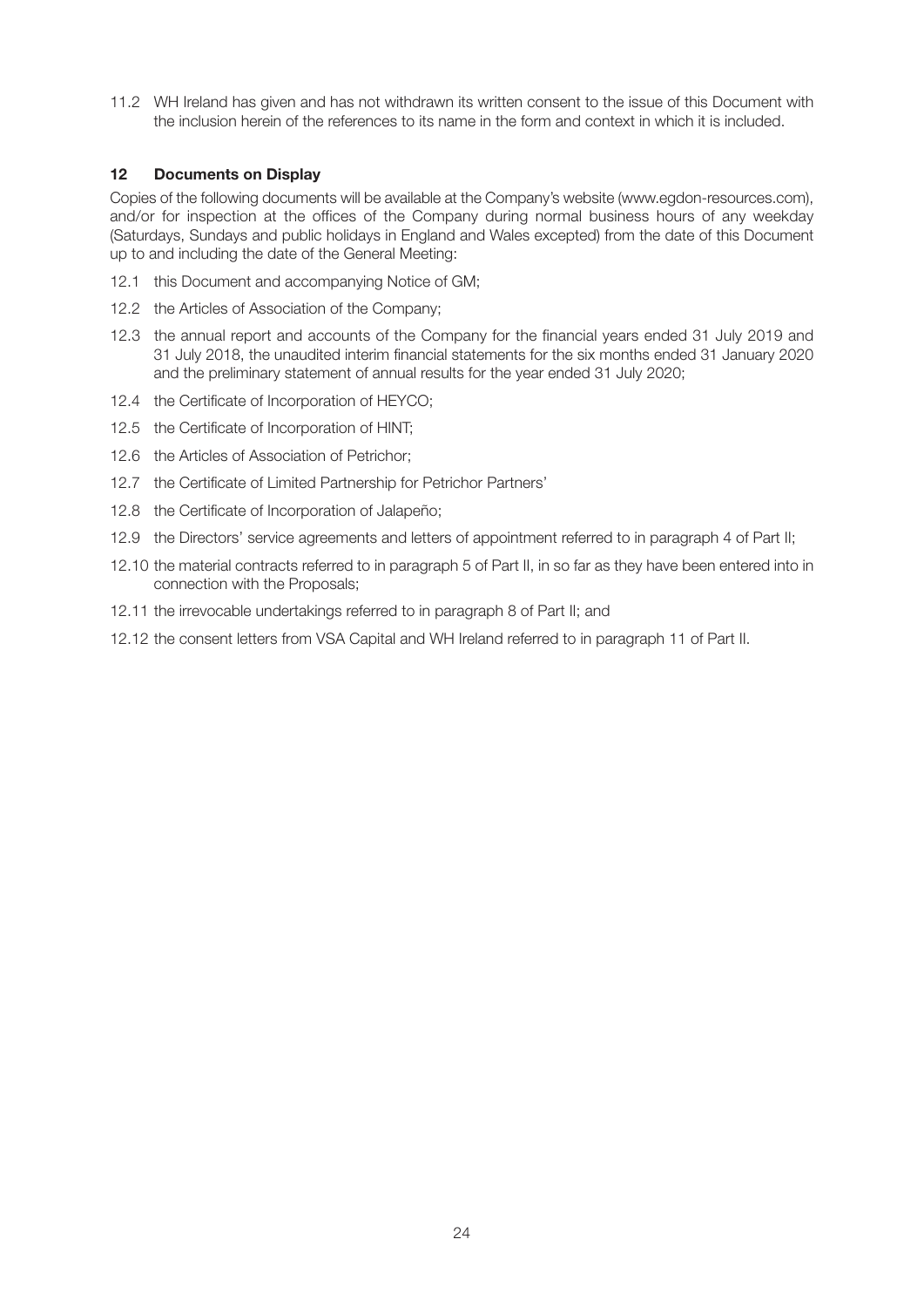11.2 WH Ireland has given and has not withdrawn its written consent to the issue of this Document with the inclusion herein of the references to its name in the form and context in which it is included.

## 12 Documents on Display

Copies of the following documents will be available at the Company's website (www.egdon-resources.com), and/or for inspection at the offices of the Company during normal business hours of any weekday (Saturdays, Sundays and public holidays in England and Wales excepted) from the date of this Document up to and including the date of the General Meeting:

12.1 this Document and accompanying Notice of GM;

12.2 the Articles of Association of the Company;

12.3 the annual report and accounts of the Company for the financial years ended 31 July 2019 and 31 July 2018, the unaudited interim financial statements for the six months ended 31 January 2020 and the preliminary statement of annual results for the year ended 31 July 2020;

12.4 the Certificate of Incorporation of HEYCO;

12.5 the Certificate of Incorporation of HINT;

12.6 the Articles of Association of Petrichor;

12.7 the Certificate of Limited Partnership for Petrichor Partners'

12.8 the Certificate of Incorporation of Jalapeño;

12.9 the Directors' service agreements and letters of appointment referred to in paragraph 4 of Part II;

12.10 the material contracts referred to in paragraph 5 of Part II, in so far as they have been entered into in connection with the Proposals;

12.11 the irrevocable undertakings referred to in paragraph 8 of Part II; and

12.12 the consent letters from VSA Capital and WH Ireland referred to in paragraph 11 of Part II.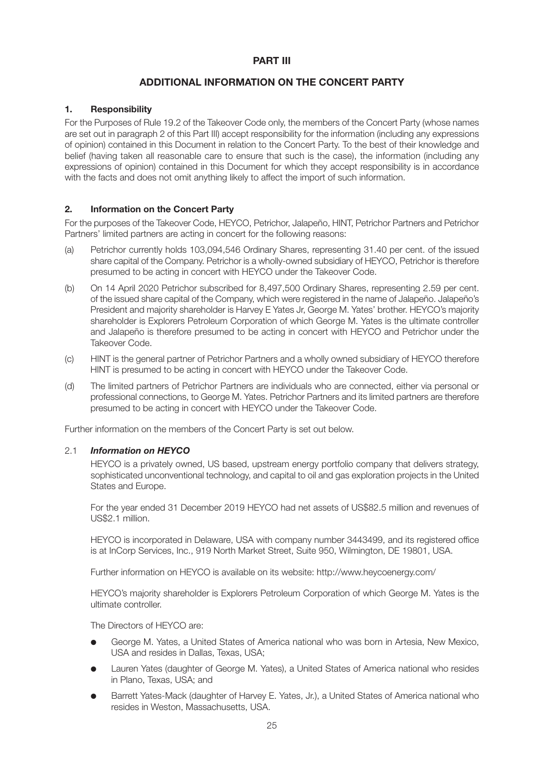# PART III

## ADDITIONAL INFORMATION ON THE CONCERT PARTY

### 1. Responsibility

For the Purposes of Rule 19.2 of the Takeover Code only, the members of the Concert Party (whose names are set out in paragraph 2 of this Part III) accept responsibility for the information (including any expressions of opinion) contained in this Document in relation to the Concert Party. To the best of their knowledge and belief (having taken all reasonable care to ensure that such is the case), the information (including any expressions of opinion) contained in this Document for which they accept responsibility is in accordance with the facts and does not omit anything likely to affect the import of such information.

### 2. Information on the Concert Party

For the purposes of the Takeover Code, HEYCO, Petrichor, Jalapeño, HINT, Petrichor Partners and Petrichor Partners' limited partners are acting in concert for the following reasons:

(a) Petrichor currently holds 103,094,546 Ordinary Shares, representing 31.40 per cent. of the issued share capital of the Company. Petrichor is a wholly-owned subsidiary of HEYCO, Petrichor is therefore presumed to be acting in concert with HEYCO under the Takeover Code.

(b) On 14 April 2020 Petrichor subscribed for 8,497,500 Ordinary Shares, representing 2.59 per cent. of the issued share capital of the Company, which were registered in the name of Jalapeño. Jalapeño's President and majority shareholder is Harvey E Yates Jr, George M. Yates' brother. HEYCO's majority shareholder is Explorers Petroleum Corporation of which George M. Yates is the ultimate controller and Jalapeño is therefore presumed to be acting in concert with HEYCO and Petrichor under the Takeover Code.

(c) HINT is the general partner of Petrichor Partners and a wholly owned subsidiary of HEYCO therefore HINT is presumed to be acting in concert with HEYCO under the Takeover Code.

(d) The limited partners of Petrichor Partners are individuals who are connected, either via personal or professional connections, to George M. Yates. Petrichor Partners and its limited partners are therefore presumed to be acting in concert with HEYCO under the Takeover Code.

Further information on the members of the Concert Party is set out below.

#### 2.1 *Information on HEYCO*

HEYCO is a privately owned, US based, upstream energy portfolio company that delivers strategy, sophisticated unconventional technology, and capital to oil and gas exploration projects in the United States and Europe.

For the year ended 31 December 2019 HEYCO had net assets of US$82.5 million and revenues of US$2.1 million.

HEYCO is incorporated in Delaware, USA with company number 3443499, and its registered office is at InCorp Services, Inc., 919 North Market Street, Suite 950, Wilmington, DE 19801, USA.

Further information on HEYCO is available on its website: http://www.heycoenergy.com/

HEYCO's majority shareholder is Explorers Petroleum Corporation of which George M. Yates is the ultimate controller.

The Directors of HEYCO are:

- George M. Yates, a United States of America national who was born in Artesia, New Mexico, USA and resides in Dallas, Texas, USA;
- Lauren Yates (daughter of George M. Yates), a United States of America national who resides in Plano, Texas, USA; and
- Barrett Yates-Mack (daughter of Harvey E. Yates, Jr.), a United States of America national who resides in Weston, Massachusetts, USA.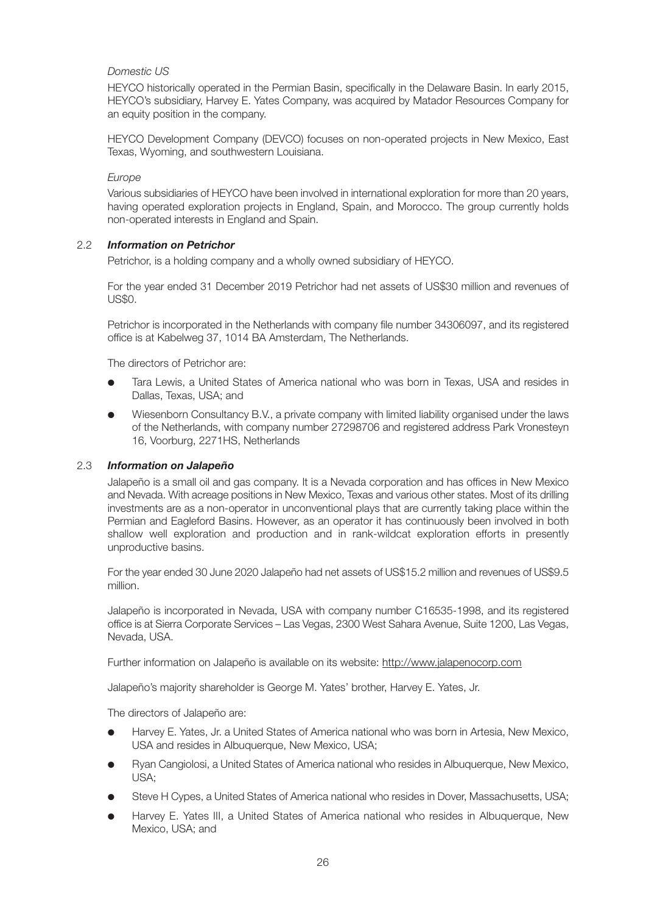*Domestic US*

HEYCO historically operated in the Permian Basin, specifically in the Delaware Basin. In early 2015, HEYCO's subsidiary, Harvey E. Yates Company, was acquired by Matador Resources Company for an equity position in the company.

HEYCO Development Company (DEVCO) focuses on non-operated projects in New Mexico, East Texas, Wyoming, and southwestern Louisiana.

*Europe*

Various subsidiaries of HEYCO have been involved in international exploration for more than 20 years, having operated exploration projects in England, Spain, and Morocco. The group currently holds non-operated interests in England and Spain.

### 2.2 ***Information on Petrichor***

Petrichor, is a holding company and a wholly owned subsidiary of HEYCO.

For the year ended 31 December 2019 Petrichor had net assets of US$30 million and revenues of US$0.

Petrichor is incorporated in the Netherlands with company file number 34306097, and its registered office is at Kabelweg 37, 1014 BA Amsterdam, The Netherlands.

The directors of Petrichor are:

- Tara Lewis, a United States of America national who was born in Texas, USA and resides in Dallas, Texas, USA; and
- Wiesenborn Consultancy B.V., a private company with limited liability organised under the laws of the Netherlands, with company number 27298706 and registered address Park Vronesteyn 16, Voorburg, 2271HS, Netherlands

### 2.3 ***Information on Jalapeño***

Jalapeño is a small oil and gas company. It is a Nevada corporation and has offices in New Mexico and Nevada. With acreage positions in New Mexico, Texas and various other states. Most of its drilling investments are as a non-operator in unconventional plays that are currently taking place within the Permian and Eagleford Basins. However, as an operator it has continuously been involved in both shallow well exploration and production and in rank-wildcat exploration efforts in presently unproductive basins.

For the year ended 30 June 2020 Jalapeño had net assets of US$15.2 million and revenues of US$9.5 million.

Jalapeño is incorporated in Nevada, USA with company number C16535-1998, and its registered office is at Sierra Corporate Services – Las Vegas, 2300 West Sahara Avenue, Suite 1200, Las Vegas, Nevada, USA.

Further information on Jalapeño is available on its website: http://www.jalapenocorp.com

Jalapeño's majority shareholder is George M. Yates' brother, Harvey E. Yates, Jr.

The directors of Jalapeño are:

- Harvey E. Yates, Jr. a United States of America national who was born in Artesia, New Mexico, USA and resides in Albuquerque, New Mexico, USA;
- Ryan Cangiolosi, a United States of America national who resides in Albuquerque, New Mexico, USA;
- Steve H Cypes, a United States of America national who resides in Dover, Massachusetts, USA;
- Harvey E. Yates III, a United States of America national who resides in Albuquerque, New Mexico, USA; and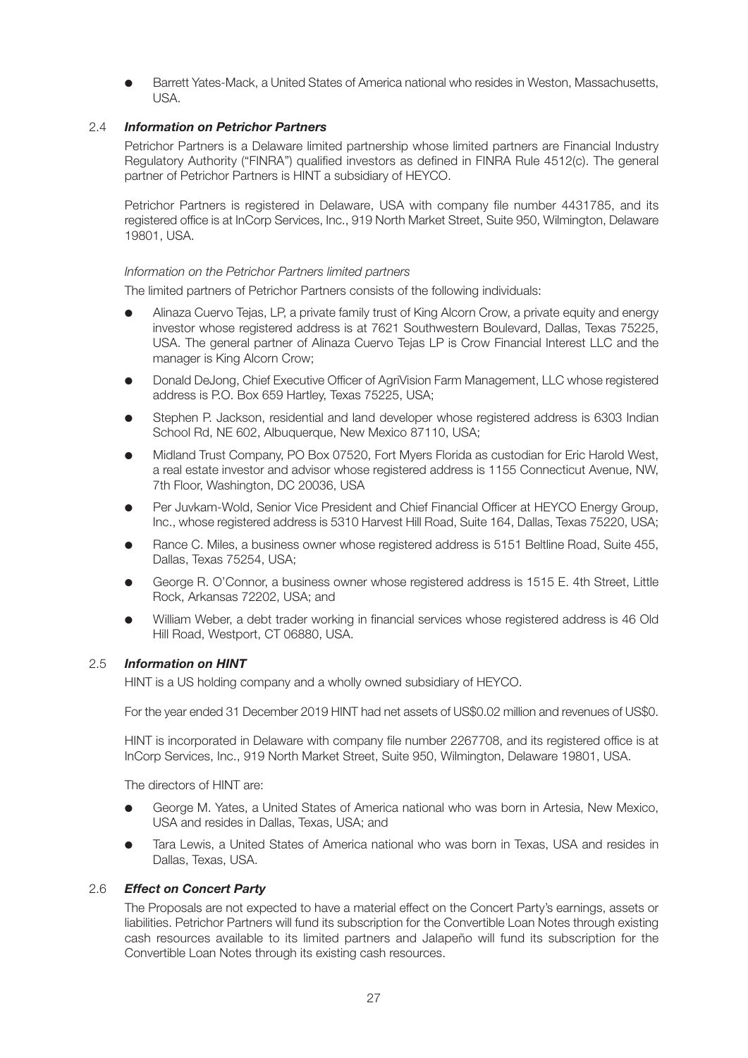- Barrett Yates-Mack, a United States of America national who resides in Weston, Massachusetts, USA.

### 2.4 *Information on Petrichor Partners*

Petrichor Partners is a Delaware limited partnership whose limited partners are Financial Industry Regulatory Authority ("FINRA") qualified investors as defined in FINRA Rule 4512(c). The general partner of Petrichor Partners is HINT a subsidiary of HEYCO.

Petrichor Partners is registered in Delaware, USA with company file number 4431785, and its registered office is at InCorp Services, Inc., 919 North Market Street, Suite 950, Wilmington, Delaware 19801, USA.

*Information on the Petrichor Partners limited partners*

The limited partners of Petrichor Partners consists of the following individuals:

- Alinaza Cuervo Tejas, LP, a private family trust of King Alcorn Crow, a private equity and energy investor whose registered address is at 7621 Southwestern Boulevard, Dallas, Texas 75225, USA. The general partner of Alinaza Cuervo Tejas LP is Crow Financial Interest LLC and the manager is King Alcorn Crow;
- Donald DeJong, Chief Executive Officer of AgriVision Farm Management, LLC whose registered address is P.O. Box 659 Hartley, Texas 75225, USA;
- Stephen P. Jackson, residential and land developer whose registered address is 6303 Indian School Rd, NE 602, Albuquerque, New Mexico 87110, USA;
- Midland Trust Company, PO Box 07520, Fort Myers Florida as custodian for Eric Harold West, a real estate investor and advisor whose registered address is 1155 Connecticut Avenue, NW, 7th Floor, Washington, DC 20036, USA
- Per Juvkam-Wold, Senior Vice President and Chief Financial Officer at HEYCO Energy Group, Inc., whose registered address is 5310 Harvest Hill Road, Suite 164, Dallas, Texas 75220, USA;
- Rance C. Miles, a business owner whose registered address is 5151 Beltline Road, Suite 455, Dallas, Texas 75254, USA;
- George R. O'Connor, a business owner whose registered address is 1515 E. 4th Street, Little Rock, Arkansas 72202, USA; and
- William Weber, a debt trader working in financial services whose registered address is 46 Old Hill Road, Westport, CT 06880, USA.

### 2.5 *Information on HINT*

HINT is a US holding company and a wholly owned subsidiary of HEYCO.

For the year ended 31 December 2019 HINT had net assets of US$0.02 million and revenues of US$0.

HINT is incorporated in Delaware with company file number 2267708, and its registered office is at InCorp Services, Inc., 919 North Market Street, Suite 950, Wilmington, Delaware 19801, USA.

The directors of HINT are:

- George M. Yates, a United States of America national who was born in Artesia, New Mexico, USA and resides in Dallas, Texas, USA; and
- Tara Lewis, a United States of America national who was born in Texas, USA and resides in Dallas, Texas, USA.

### 2.6 *Effect on Concert Party*

The Proposals are not expected to have a material effect on the Concert Party's earnings, assets or liabilities. Petrichor Partners will fund its subscription for the Convertible Loan Notes through existing cash resources available to its limited partners and Jalapeño will fund its subscription for the Convertible Loan Notes through its existing cash resources.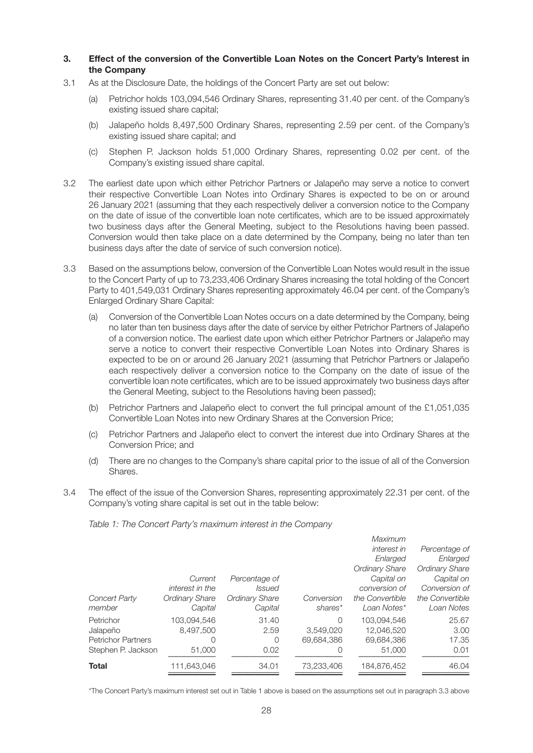### 3. Effect of the conversion of the Convertible Loan Notes on the Concert Party's Interest in the Company

3.1 As at the Disclosure Date, the holdings of the Concert Party are set out below:

(a) Petrichor holds 103,094,546 Ordinary Shares, representing 31.40 per cent. of the Company's existing issued share capital;

(b) Jalapeño holds 8,497,500 Ordinary Shares, representing 2.59 per cent. of the Company's existing issued share capital; and

(c) Stephen P. Jackson holds 51,000 Ordinary Shares, representing 0.02 per cent. of the Company's existing issued share capital.

3.2 The earliest date upon which either Petrichor Partners or Jalapeño may serve a notice to convert their respective Convertible Loan Notes into Ordinary Shares is expected to be on or around 26 January 2021 (assuming that they each respectively deliver a conversion notice to the Company on the date of issue of the convertible loan note certificates, which are to be issued approximately two business days after the General Meeting, subject to the Resolutions having been passed. Conversion would then take place on a date determined by the Company, being no later than ten business days after the date of service of such conversion notice).

3.3 Based on the assumptions below, conversion of the Convertible Loan Notes would result in the issue to the Concert Party of up to 73,233,406 Ordinary Shares increasing the total holding of the Concert Party to 401,549,031 Ordinary Shares representing approximately 46.04 per cent. of the Company's Enlarged Ordinary Share Capital:

(a) Conversion of the Convertible Loan Notes occurs on a date determined by the Company, being no later than ten business days after the date of service by either Petrichor Partners of Jalapeño of a conversion notice. The earliest date upon which either Petrichor Partners or Jalapeño may serve a notice to convert their respective Convertible Loan Notes into Ordinary Shares is expected to be on or around 26 January 2021 (assuming that Petrichor Partners or Jalapeño each respectively deliver a conversion notice to the Company on the date of issue of the convertible loan note certificates, which are to be issued approximately two business days after the General Meeting, subject to the Resolutions having been passed);

(b) Petrichor Partners and Jalapeño elect to convert the full principal amount of the £1,051,035 Convertible Loan Notes into new Ordinary Shares at the Conversion Price;

(c) Petrichor Partners and Jalapeño elect to convert the interest due into Ordinary Shares at the Conversion Price; and

(d) There are no changes to the Company's share capital prior to the issue of all of the Conversion Shares.

3.4 The effect of the issue of the Conversion Shares, representing approximately 22.31 per cent. of the Company's voting share capital is set out in the table below:

*Table 1: The Concert Party's maximum interest in the Company*

| *Concert Party member* | *Current interest in the Ordinary Share Capital* | *Percentage of Issued Ordinary Share Capital* | *Conversion shares\** | *Maximum interest in Enlarged Ordinary Share Capital on conversion of the Convertible Loan Notes\** | *Percentage of Enlarged Ordinary Share Capital on Conversion of the Convertible Loan Notes* |
|---|---|---|---|---|---|
| Petrichor | 103,094,546 | 31.40 | 0 | 103,094,546 | 25.67 |
| Jalapeño | 8,497,500 | 2.59 | 3,549,020 | 12,046,520 | 3.00 |
| Petrichor Partners | 0 | 0 | 69,684,386 | 69,684,386 | 17.35 |
| Stephen P. Jackson | 51,000 | 0.02 | 0 | 51,000 | 0.01 |
| **Total** | 111,643,046 | 34.01 | 73,233,406 | 184,876,452 | 46.04 |

\*The Concert Party's maximum interest set out in Table 1 above is based on the assumptions set out in paragraph 3.3 above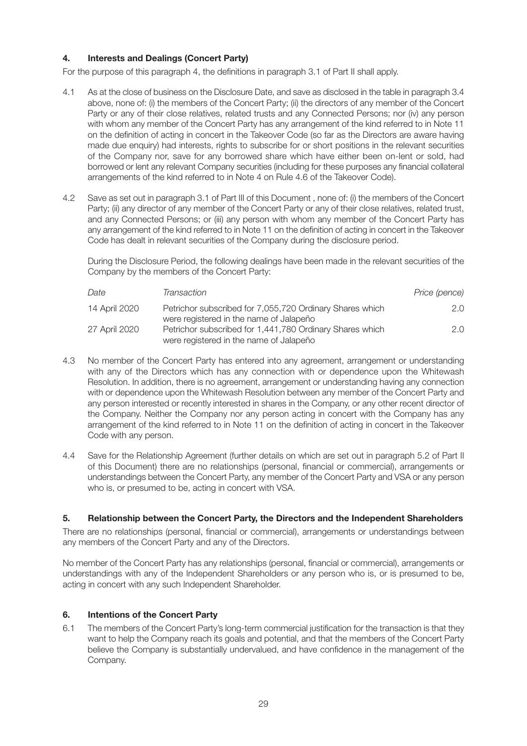## 4. Interests and Dealings (Concert Party)

For the purpose of this paragraph 4, the definitions in paragraph 3.1 of Part II shall apply.

4.1 As at the close of business on the Disclosure Date, and save as disclosed in the table in paragraph 3.4 above, none of: (i) the members of the Concert Party; (ii) the directors of any member of the Concert Party or any of their close relatives, related trusts and any Connected Persons; nor (iv) any person with whom any member of the Concert Party has any arrangement of the kind referred to in Note 11 on the definition of acting in concert in the Takeover Code (so far as the Directors are aware having made due enquiry) had interests, rights to subscribe for or short positions in the relevant securities of the Company nor, save for any borrowed share which have either been on-lent or sold, had borrowed or lent any relevant Company securities (including for these purposes any financial collateral arrangements of the kind referred to in Note 4 on Rule 4.6 of the Takeover Code).

4.2 Save as set out in paragraph 3.1 of Part III of this Document , none of: (i) the members of the Concert Party; (ii) any director of any member of the Concert Party or any of their close relatives, related trust, and any Connected Persons; or (iii) any person with whom any member of the Concert Party has any arrangement of the kind referred to in Note 11 on the definition of acting in concert in the Takeover Code has dealt in relevant securities of the Company during the disclosure period.

During the Disclosure Period, the following dealings have been made in the relevant securities of the Company by the members of the Concert Party:

| *Date* | *Transaction* | *Price (pence)* |
|---|---|---|
| 14 April 2020 | Petrichor subscribed for 7,055,720 Ordinary Shares which were registered in the name of Jalapeño | 2.0 |
| 27 April 2020 | Petrichor subscribed for 1,441,780 Ordinary Shares which were registered in the name of Jalapeño | 2.0 |

4.3 No member of the Concert Party has entered into any agreement, arrangement or understanding with any of the Directors which has any connection with or dependence upon the Whitewash Resolution. In addition, there is no agreement, arrangement or understanding having any connection with or dependence upon the Whitewash Resolution between any member of the Concert Party and any person interested or recently interested in shares in the Company, or any other recent director of the Company. Neither the Company nor any person acting in concert with the Company has any arrangement of the kind referred to in Note 11 on the definition of acting in concert in the Takeover Code with any person.

4.4 Save for the Relationship Agreement (further details on which are set out in paragraph 5.2 of Part II of this Document) there are no relationships (personal, financial or commercial), arrangements or understandings between the Concert Party, any member of the Concert Party and VSA or any person who is, or presumed to be, acting in concert with VSA.

## 5. Relationship between the Concert Party, the Directors and the Independent Shareholders

There are no relationships (personal, financial or commercial), arrangements or understandings between any members of the Concert Party and any of the Directors.

No member of the Concert Party has any relationships (personal, financial or commercial), arrangements or understandings with any of the Independent Shareholders or any person who is, or is presumed to be, acting in concert with any such Independent Shareholder.

## 6. Intentions of the Concert Party

6.1 The members of the Concert Party's long-term commercial justification for the transaction is that they want to help the Company reach its goals and potential, and that the members of the Concert Party believe the Company is substantially undervalued, and have confidence in the management of the Company.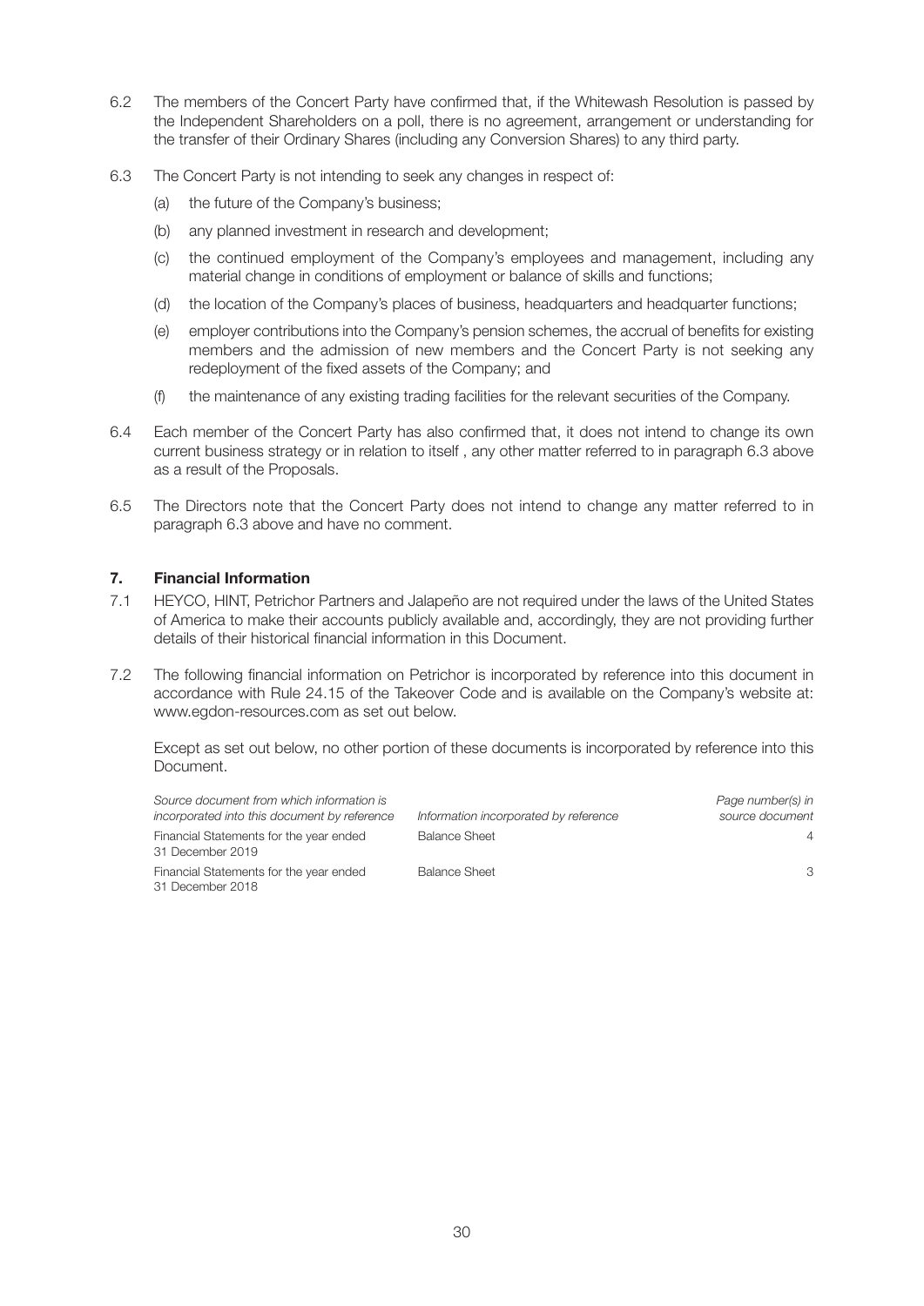6.2 The members of the Concert Party have confirmed that, if the Whitewash Resolution is passed by the Independent Shareholders on a poll, there is no agreement, arrangement or understanding for the transfer of their Ordinary Shares (including any Conversion Shares) to any third party.

6.3 The Concert Party is not intending to seek any changes in respect of:

(a) the future of the Company's business;

(b) any planned investment in research and development;

(c) the continued employment of the Company's employees and management, including any material change in conditions of employment or balance of skills and functions;

(d) the location of the Company's places of business, headquarters and headquarter functions;

(e) employer contributions into the Company's pension schemes, the accrual of benefits for existing members and the admission of new members and the Concert Party is not seeking any redeployment of the fixed assets of the Company; and

(f) the maintenance of any existing trading facilities for the relevant securities of the Company.

6.4 Each member of the Concert Party has also confirmed that, it does not intend to change its own current business strategy or in relation to itself , any other matter referred to in paragraph 6.3 above as a result of the Proposals.

6.5 The Directors note that the Concert Party does not intend to change any matter referred to in paragraph 6.3 above and have no comment.

## 7. Financial Information

7.1 HEYCO, HINT, Petrichor Partners and Jalapeño are not required under the laws of the United States of America to make their accounts publicly available and, accordingly, they are not providing further details of their historical financial information in this Document.

7.2 The following financial information on Petrichor is incorporated by reference into this document in accordance with Rule 24.15 of the Takeover Code and is available on the Company's website at: www.egdon-resources.com as set out below.

Except as set out below, no other portion of these documents is incorporated by reference into this Document.

| *Source document from which information is incorporated into this document by reference* | *Information incorporated by reference* | *Page number(s) in source document* |
|---|---|---|
| Financial Statements for the year ended 31 December 2019 | Balance Sheet | 4 |
| Financial Statements for the year ended 31 December 2018 | Balance Sheet | 3 |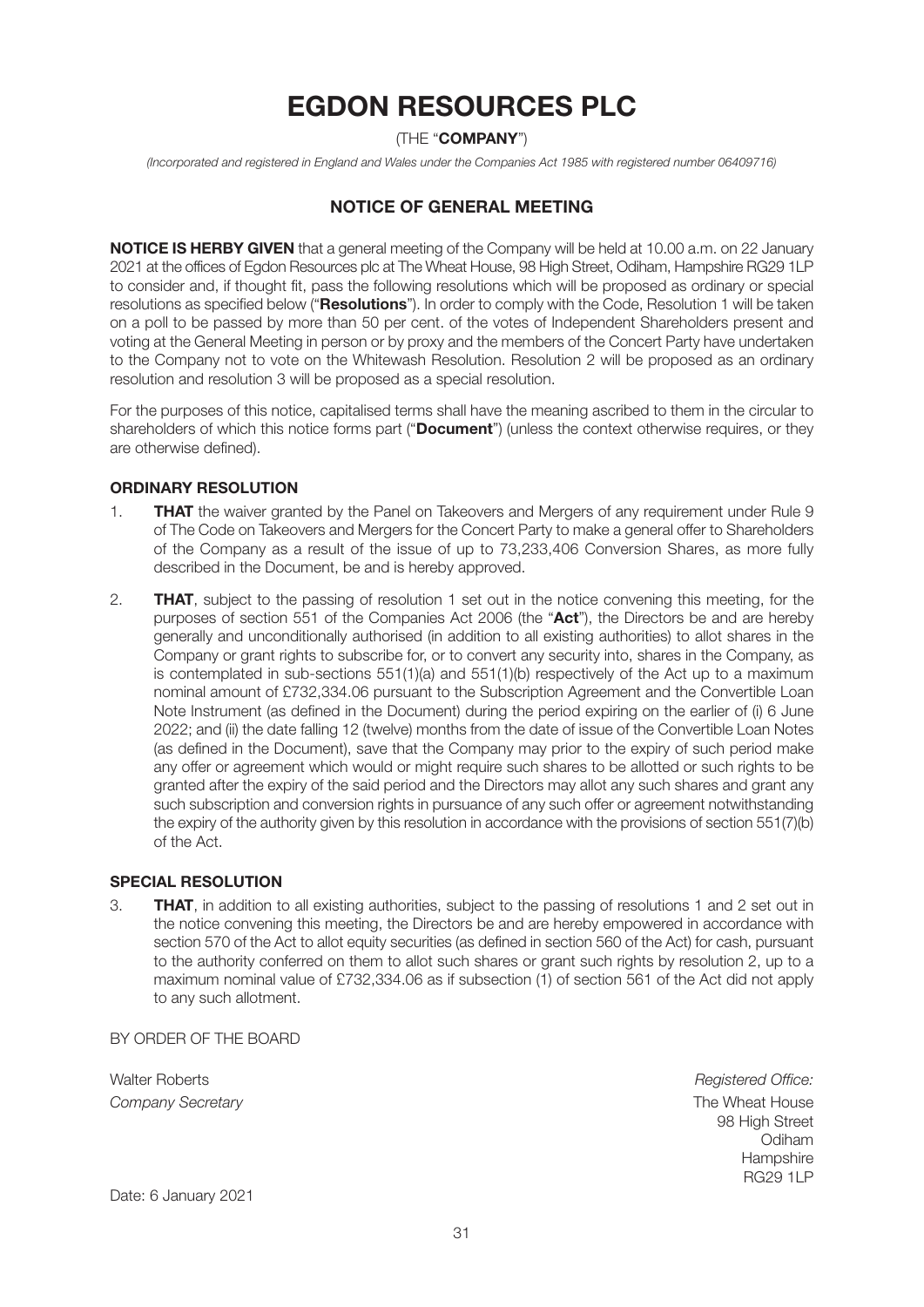# EGDON RESOURCES PLC

(THE "**COMPANY**")

*(Incorporated and registered in England and Wales under the Companies Act 1985 with registered number 06409716)*

## NOTICE OF GENERAL MEETING

**NOTICE IS HERBY GIVEN** that a general meeting of the Company will be held at 10.00 a.m. on 22 January 2021 at the offices of Egdon Resources plc at The Wheat House, 98 High Street, Odiham, Hampshire RG29 1LP to consider and, if thought fit, pass the following resolutions which will be proposed as ordinary or special resolutions as specified below ("**Resolutions**"). In order to comply with the Code, Resolution 1 will be taken on a poll to be passed by more than 50 per cent. of the votes of Independent Shareholders present and voting at the General Meeting in person or by proxy and the members of the Concert Party have undertaken to the Company not to vote on the Whitewash Resolution. Resolution 2 will be proposed as an ordinary resolution and resolution 3 will be proposed as a special resolution.

For the purposes of this notice, capitalised terms shall have the meaning ascribed to them in the circular to shareholders of which this notice forms part ("**Document**") (unless the context otherwise requires, or they are otherwise defined).

### ORDINARY RESOLUTION

1. **THAT** the waiver granted by the Panel on Takeovers and Mergers of any requirement under Rule 9 of The Code on Takeovers and Mergers for the Concert Party to make a general offer to Shareholders of the Company as a result of the issue of up to 73,233,406 Conversion Shares, as more fully described in the Document, be and is hereby approved.

2. **THAT**, subject to the passing of resolution 1 set out in the notice convening this meeting, for the purposes of section 551 of the Companies Act 2006 (the "**Act**"), the Directors be and are hereby generally and unconditionally authorised (in addition to all existing authorities) to allot shares in the Company or grant rights to subscribe for, or to convert any security into, shares in the Company, as is contemplated in sub-sections 551(1)(a) and 551(1)(b) respectively of the Act up to a maximum nominal amount of £732,334.06 pursuant to the Subscription Agreement and the Convertible Loan Note Instrument (as defined in the Document) during the period expiring on the earlier of (i) 6 June 2022; and (ii) the date falling 12 (twelve) months from the date of issue of the Convertible Loan Notes (as defined in the Document), save that the Company may prior to the expiry of such period make any offer or agreement which would or might require such shares to be allotted or such rights to be granted after the expiry of the said period and the Directors may allot any such shares and grant any such subscription and conversion rights in pursuance of any such offer or agreement notwithstanding the expiry of the authority given by this resolution in accordance with the provisions of section 551(7)(b) of the Act.

### SPECIAL RESOLUTION

3. **THAT**, in addition to all existing authorities, subject to the passing of resolutions 1 and 2 set out in the notice convening this meeting, the Directors be and are hereby empowered in accordance with section 570 of the Act to allot equity securities (as defined in section 560 of the Act) for cash, pursuant to the authority conferred on them to allot such shares or grant such rights by resolution 2, up to a maximum nominal value of £732,334.06 as if subsection (1) of section 561 of the Act did not apply to any such allotment.

BY ORDER OF THE BOARD

Walter Roberts
*Company Secretary*

*Registered Office:*
The Wheat House
98 High Street
Odiham
Hampshire
RG29 1LP

Date: 6 January 2021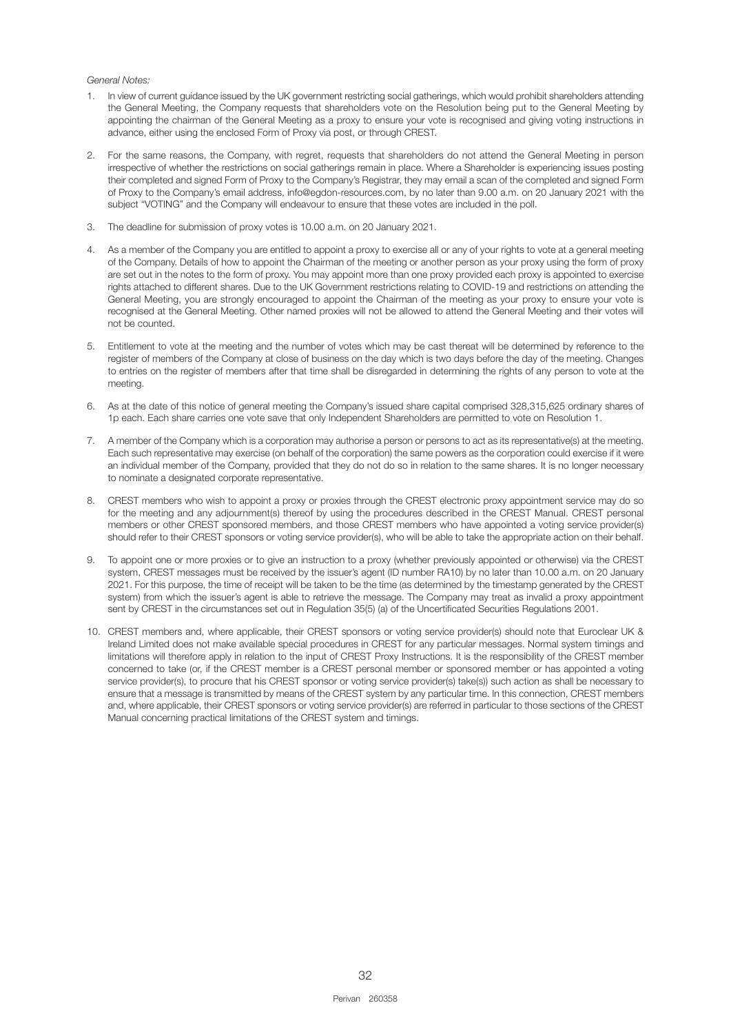*General Notes:*

1. In view of current guidance issued by the UK government restricting social gatherings, which would prohibit shareholders attending the General Meeting, the Company requests that shareholders vote on the Resolution being put to the General Meeting by appointing the chairman of the General Meeting as a proxy to ensure your vote is recognised and giving voting instructions in advance, either using the enclosed Form of Proxy via post, or through CREST.

2. For the same reasons, the Company, with regret, requests that shareholders do not attend the General Meeting in person irrespective of whether the restrictions on social gatherings remain in place. Where a Shareholder is experiencing issues posting their completed and signed Form of Proxy to the Company's Registrar, they may email a scan of the completed and signed Form of Proxy to the Company's email address, info@egdon-resources.com, by no later than 9.00 a.m. on 20 January 2021 with the subject "VOTING" and the Company will endeavour to ensure that these votes are included in the poll.

3. The deadline for submission of proxy votes is 10.00 a.m. on 20 January 2021.

4. As a member of the Company you are entitled to appoint a proxy to exercise all or any of your rights to vote at a general meeting of the Company. Details of how to appoint the Chairman of the meeting or another person as your proxy using the form of proxy are set out in the notes to the form of proxy. You may appoint more than one proxy provided each proxy is appointed to exercise rights attached to different shares. Due to the UK Government restrictions relating to COVID-19 and restrictions on attending the General Meeting, you are strongly encouraged to appoint the Chairman of the meeting as your proxy to ensure your vote is recognised at the General Meeting. Other named proxies will not be allowed to attend the General Meeting and their votes will not be counted.

5. Entitlement to vote at the meeting and the number of votes which may be cast thereat will be determined by reference to the register of members of the Company at close of business on the day which is two days before the day of the meeting. Changes to entries on the register of members after that time shall be disregarded in determining the rights of any person to vote at the meeting.

6. As at the date of this notice of general meeting the Company's issued share capital comprised 328,315,625 ordinary shares of 1p each. Each share carries one vote save that only Independent Shareholders are permitted to vote on Resolution 1.

7. A member of the Company which is a corporation may authorise a person or persons to act as its representative(s) at the meeting. Each such representative may exercise (on behalf of the corporation) the same powers as the corporation could exercise if it were an individual member of the Company, provided that they do not do so in relation to the same shares. It is no longer necessary to nominate a designated corporate representative.

8. CREST members who wish to appoint a proxy or proxies through the CREST electronic proxy appointment service may do so for the meeting and any adjournment(s) thereof by using the procedures described in the CREST Manual. CREST personal members or other CREST sponsored members, and those CREST members who have appointed a voting service provider(s) should refer to their CREST sponsors or voting service provider(s), who will be able to take the appropriate action on their behalf.

9. To appoint one or more proxies or to give an instruction to a proxy (whether previously appointed or otherwise) via the CREST system, CREST messages must be received by the issuer's agent (ID number RA10) by no later than 10.00 a.m. on 20 January 2021. For this purpose, the time of receipt will be taken to be the time (as determined by the timestamp generated by the CREST system) from which the issuer's agent is able to retrieve the message. The Company may treat as invalid a proxy appointment sent by CREST in the circumstances set out in Regulation 35(5) (a) of the Uncertificated Securities Regulations 2001.

10. CREST members and, where applicable, their CREST sponsors or voting service provider(s) should note that Euroclear UK & Ireland Limited does not make available special procedures in CREST for any particular messages. Normal system timings and limitations will therefore apply in relation to the input of CREST Proxy Instructions. It is the responsibility of the CREST member concerned to take (or, if the CREST member is a CREST personal member or sponsored member or has appointed a voting service provider(s), to procure that his CREST sponsor or voting service provider(s) take(s)) such action as shall be necessary to ensure that a message is transmitted by means of the CREST system by any particular time. In this connection, CREST members and, where applicable, their CREST sponsors or voting service provider(s) are referred in particular to those sections of the CREST Manual concerning practical limitations of the CREST system and timings.

Perivan 260358